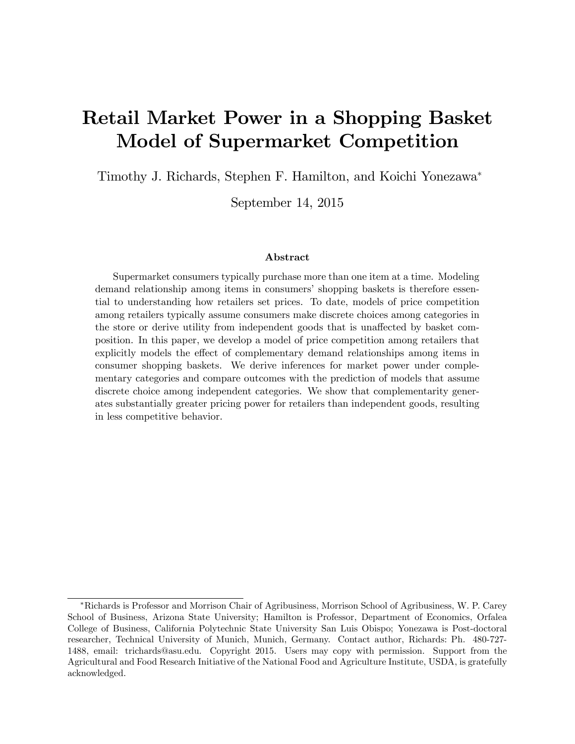# Retail Market Power in a Shopping Basket Model of Supermarket Competition

Timothy J. Richards, Stephen F. Hamilton, and Koichi Yonezawa[*]

September 14, 2015

### Abstract

Supermarket consumers typically purchase more than one item at a time. Modeling demand relationship among items in consumers' shopping baskets is therefore essential to understanding how retailers set prices. To date, models of price competition among retailers typically assume consumers make discrete choices among categories in the store or derive utility from independent goods that is unaffected by basket composition. In this paper, we develop a model of price competition among retailers that explicitly models the effect of complementary demand relationships among items in consumer shopping baskets. We derive inferences for market power under complementary categories and compare outcomes with the prediction of models that assume discrete choice among independent categories. We show that complementarity generates substantially greater pricing power for retailers than independent goods, resulting in less competitive behavior.

---

[*] Richards is Professor and Morrison Chair of Agribusiness, Morrison School of Agribusiness, W. P. Carey School of Business, Arizona State University; Hamilton is Professor, Department of Economics, Orfalea College of Business, California Polytechnic State University San Luis Obispo; Yonezawa is Post-doctoral researcher, Technical University of Munich, Munich, Germany. Contact author, Richards: Ph. 480-727-1488, email: trichards@asu.edu. Copyright 2015. Users may copy with permission. Support from the Agricultural and Food Research Initiative of the National Food and Agriculture Institute, USDA, is gratefully acknowledged.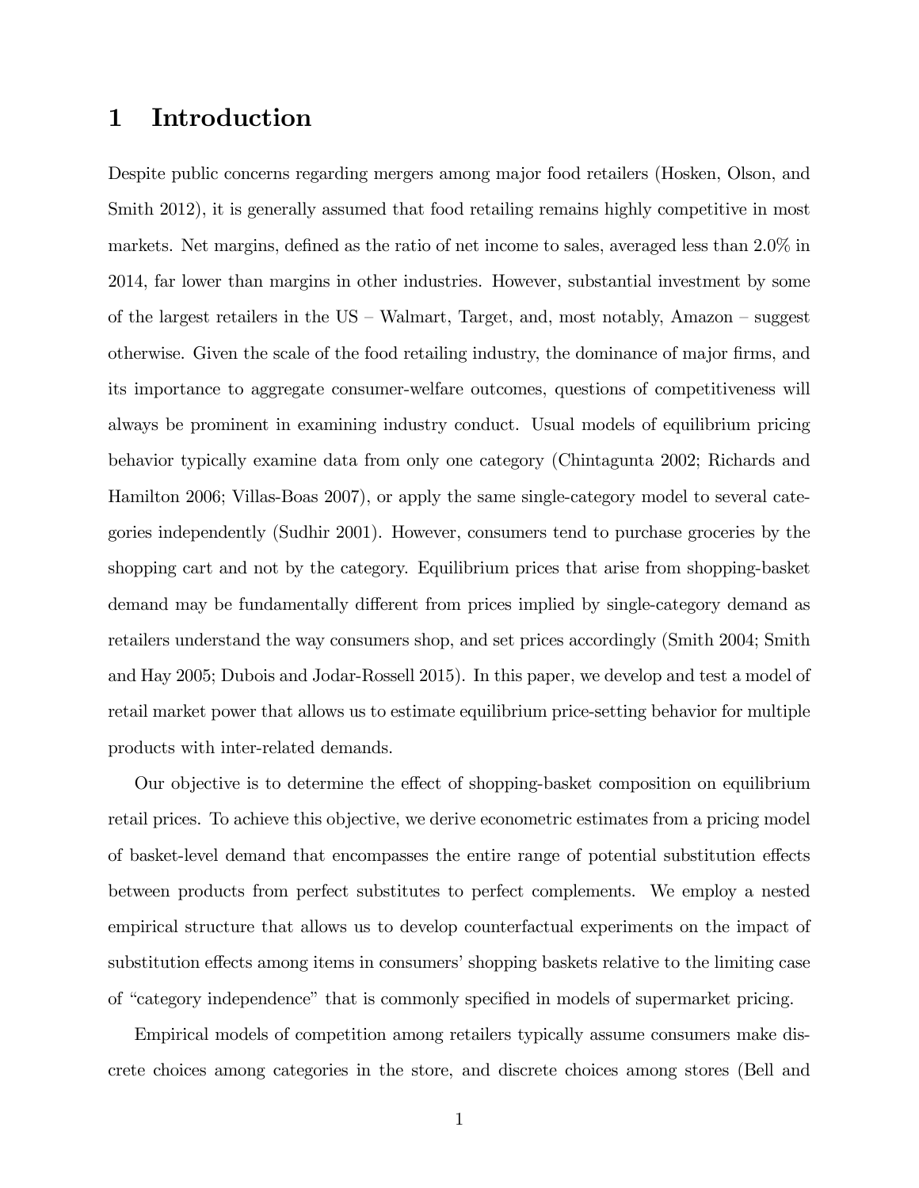# 1 Introduction

Despite public concerns regarding mergers among major food retailers (Hosken, Olson, and Smith 2012), it is generally assumed that food retailing remains highly competitive in most markets. Net margins, defined as the ratio of net income to sales, averaged less than 2.0% in 2014, far lower than margins in other industries. However, substantial investment by some of the largest retailers in the US – Walmart, Target, and, most notably, Amazon – suggest otherwise. Given the scale of the food retailing industry, the dominance of major firms, and its importance to aggregate consumer-welfare outcomes, questions of competitiveness will always be prominent in examining industry conduct. Usual models of equilibrium pricing behavior typically examine data from only one category (Chintagunta 2002; Richards and Hamilton 2006; Villas-Boas 2007), or apply the same single-category model to several categories independently (Sudhir 2001). However, consumers tend to purchase groceries by the shopping cart and not by the category. Equilibrium prices that arise from shopping-basket demand may be fundamentally different from prices implied by single-category demand as retailers understand the way consumers shop, and set prices accordingly (Smith 2004; Smith and Hay 2005; Dubois and Jodar-Rossell 2015). In this paper, we develop and test a model of retail market power that allows us to estimate equilibrium price-setting behavior for multiple products with inter-related demands.

Our objective is to determine the effect of shopping-basket composition on equilibrium retail prices. To achieve this objective, we derive econometric estimates from a pricing model of basket-level demand that encompasses the entire range of potential substitution effects between products from perfect substitutes to perfect complements. We employ a nested empirical structure that allows us to develop counterfactual experiments on the impact of substitution effects among items in consumers' shopping baskets relative to the limiting case of "category independence" that is commonly specified in models of supermarket pricing.

Empirical models of competition among retailers typically assume consumers make discrete choices among categories in the store, and discrete choices among stores (Bell and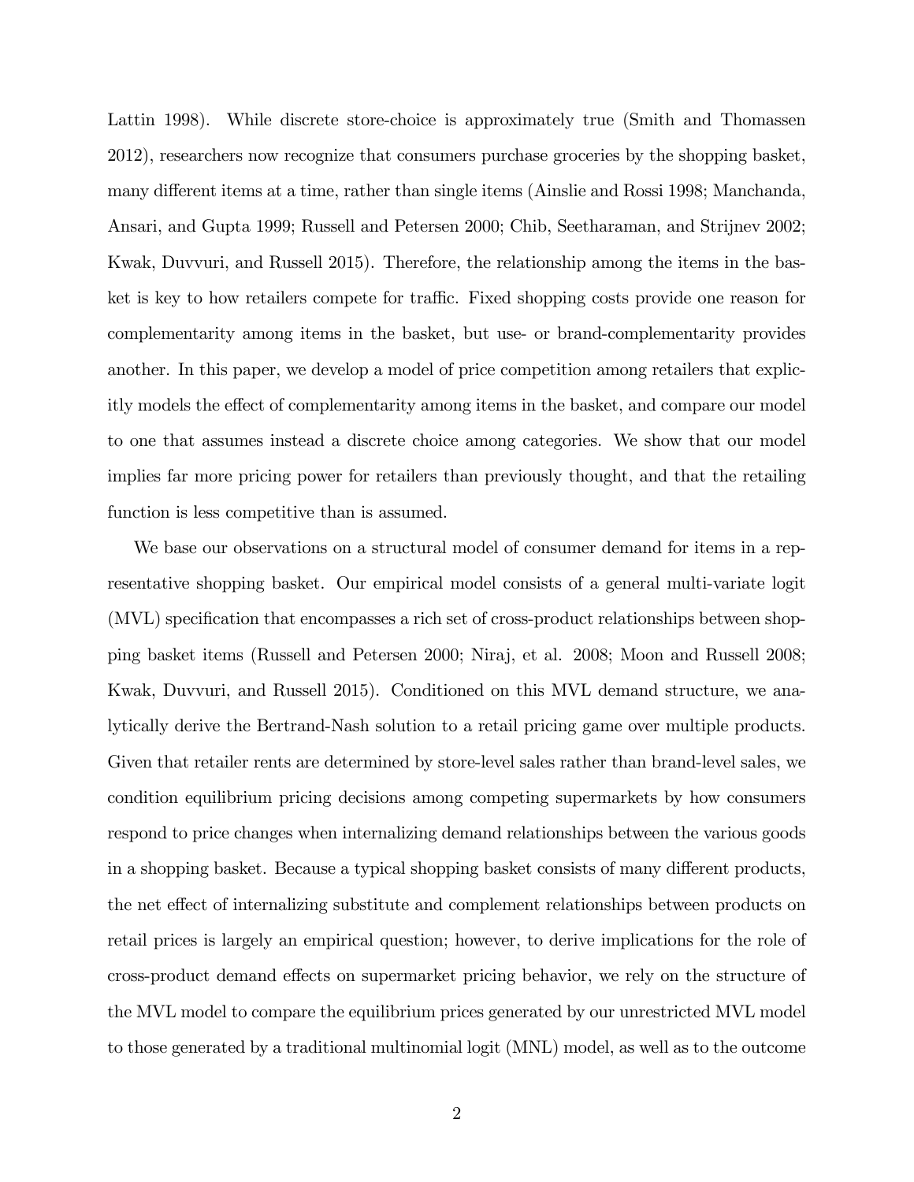Lattin 1998). While discrete store-choice is approximately true (Smith and Thomassen 2012), researchers now recognize that consumers purchase groceries by the shopping basket, many different items at a time, rather than single items (Ainslie and Rossi 1998; Manchanda, Ansari, and Gupta 1999; Russell and Petersen 2000; Chib, Seetharaman, and Strijnev 2002; Kwak, Duvvuri, and Russell 2015). Therefore, the relationship among the items in the basket is key to how retailers compete for traffic. Fixed shopping costs provide one reason for complementarity among items in the basket, but use- or brand-complementarity provides another. In this paper, we develop a model of price competition among retailers that explicitly models the effect of complementarity among items in the basket, and compare our model to one that assumes instead a discrete choice among categories. We show that our model implies far more pricing power for retailers than previously thought, and that the retailing function is less competitive than is assumed.

We base our observations on a structural model of consumer demand for items in a representative shopping basket. Our empirical model consists of a general multi-variate logit (MVL) specification that encompasses a rich set of cross-product relationships between shopping basket items (Russell and Petersen 2000; Niraj, et al. 2008; Moon and Russell 2008; Kwak, Duvvuri, and Russell 2015). Conditioned on this MVL demand structure, we analytically derive the Bertrand-Nash solution to a retail pricing game over multiple products. Given that retailer rents are determined by store-level sales rather than brand-level sales, we condition equilibrium pricing decisions among competing supermarkets by how consumers respond to price changes when internalizing demand relationships between the various goods in a shopping basket. Because a typical shopping basket consists of many different products, the net effect of internalizing substitute and complement relationships between products on retail prices is largely an empirical question; however, to derive implications for the role of cross-product demand effects on supermarket pricing behavior, we rely on the structure of the MVL model to compare the equilibrium prices generated by our unrestricted MVL model to those generated by a traditional multinomial logit (MNL) model, as well as to the outcome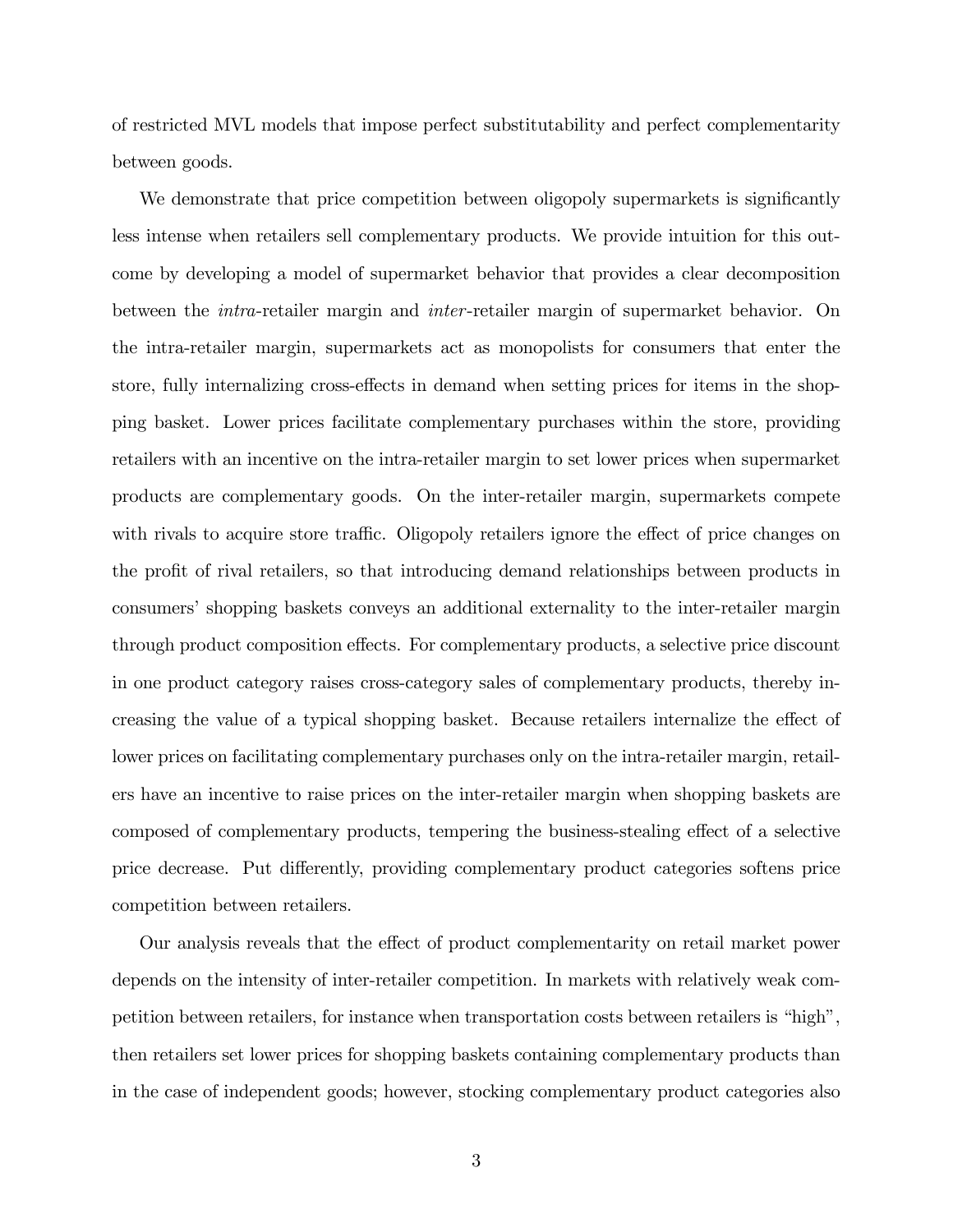of restricted MVL models that impose perfect substitutability and perfect complementarity between goods.

We demonstrate that price competition between oligopoly supermarkets is significantly less intense when retailers sell complementary products. We provide intuition for this outcome by developing a model of supermarket behavior that provides a clear decomposition between the *intra*-retailer margin and *inter*-retailer margin of supermarket behavior. On the intra-retailer margin, supermarkets act as monopolists for consumers that enter the store, fully internalizing cross-effects in demand when setting prices for items in the shopping basket. Lower prices facilitate complementary purchases within the store, providing retailers with an incentive on the intra-retailer margin to set lower prices when supermarket products are complementary goods. On the inter-retailer margin, supermarkets compete with rivals to acquire store traffic. Oligopoly retailers ignore the effect of price changes on the profit of rival retailers, so that introducing demand relationships between products in consumers' shopping baskets conveys an additional externality to the inter-retailer margin through product composition effects. For complementary products, a selective price discount in one product category raises cross-category sales of complementary products, thereby increasing the value of a typical shopping basket. Because retailers internalize the effect of lower prices on facilitating complementary purchases only on the intra-retailer margin, retailers have an incentive to raise prices on the inter-retailer margin when shopping baskets are composed of complementary products, tempering the business-stealing effect of a selective price decrease. Put differently, providing complementary product categories softens price competition between retailers.

Our analysis reveals that the effect of product complementarity on retail market power depends on the intensity of inter-retailer competition. In markets with relatively weak competition between retailers, for instance when transportation costs between retailers is "high", then retailers set lower prices for shopping baskets containing complementary products than in the case of independent goods; however, stocking complementary product categories also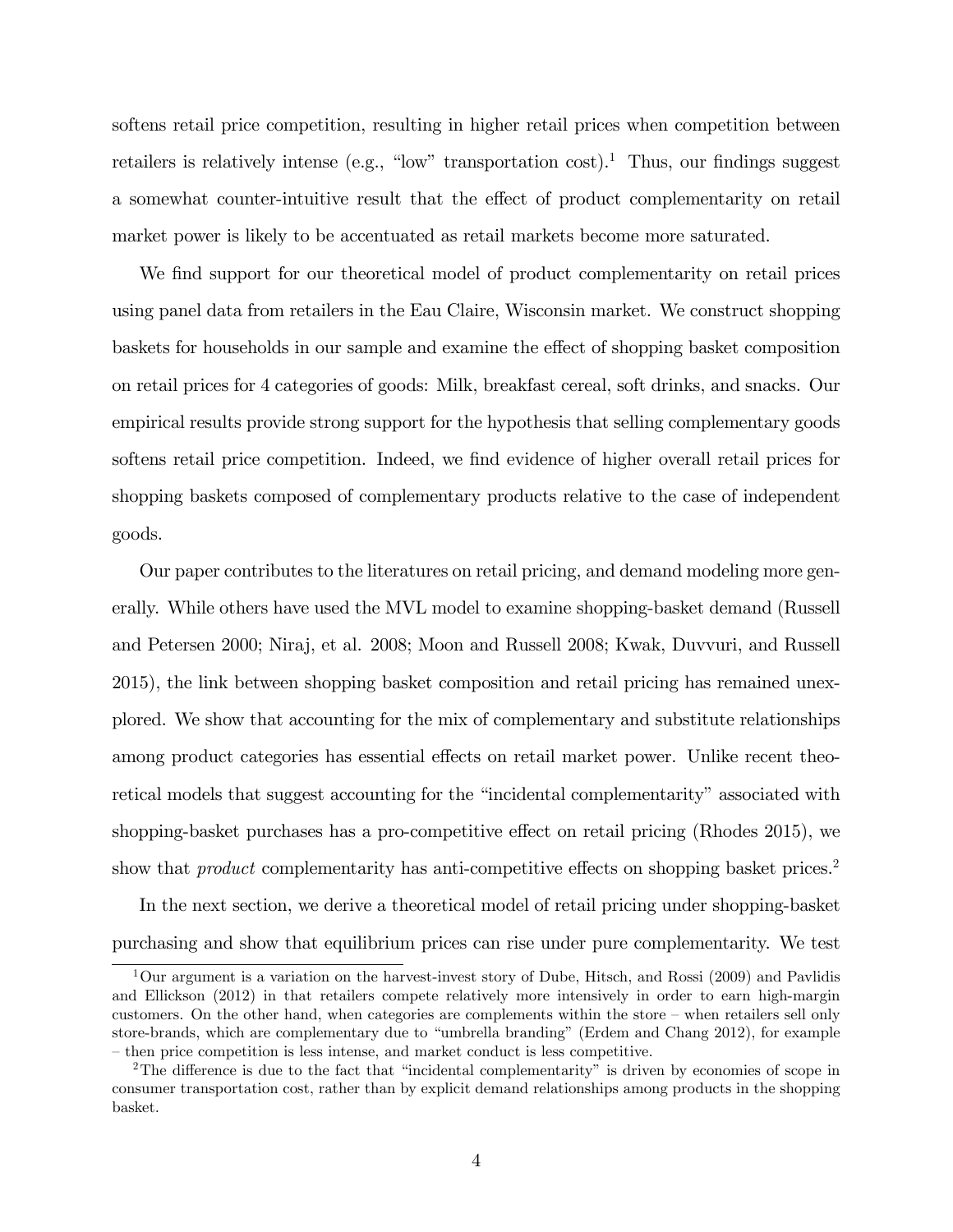softens retail price competition, resulting in higher retail prices when competition between retailers is relatively intense (e.g., "low" transportation cost).[1] Thus, our findings suggest a somewhat counter-intuitive result that the effect of product complementarity on retail market power is likely to be accentuated as retail markets become more saturated.

We find support for our theoretical model of product complementarity on retail prices using panel data from retailers in the Eau Claire, Wisconsin market. We construct shopping baskets for households in our sample and examine the effect of shopping basket composition on retail prices for 4 categories of goods: Milk, breakfast cereal, soft drinks, and snacks. Our empirical results provide strong support for the hypothesis that selling complementary goods softens retail price competition. Indeed, we find evidence of higher overall retail prices for shopping baskets composed of complementary products relative to the case of independent goods.

Our paper contributes to the literatures on retail pricing, and demand modeling more generally. While others have used the MVL model to examine shopping-basket demand (Russell and Petersen 2000; Niraj, et al. 2008; Moon and Russell 2008; Kwak, Duvvuri, and Russell 2015), the link between shopping basket composition and retail pricing has remained unexplored. We show that accounting for the mix of complementary and substitute relationships among product categories has essential effects on retail market power. Unlike recent theoretical models that suggest accounting for the "incidental complementarity" associated with shopping-basket purchases has a pro-competitive effect on retail pricing (Rhodes 2015), we show that *product* complementarity has anti-competitive effects on shopping basket prices.[2]

In the next section, we derive a theoretical model of retail pricing under shopping-basket purchasing and show that equilibrium prices can rise under pure complementarity. We test

[1] Our argument is a variation on the harvest-invest story of Dube, Hitsch, and Rossi (2009) and Pavlidis and Ellickson (2012) in that retailers compete relatively more intensively in order to earn high-margin customers. On the other hand, when categories are complements within the store – when retailers sell only store-brands, which are complementary due to "umbrella branding" (Erdem and Chang 2012), for example – then price competition is less intense, and market conduct is less competitive.

[2] The difference is due to the fact that "incidental complementarity" is driven by economies of scope in consumer transportation cost, rather than by explicit demand relationships among products in the shopping basket.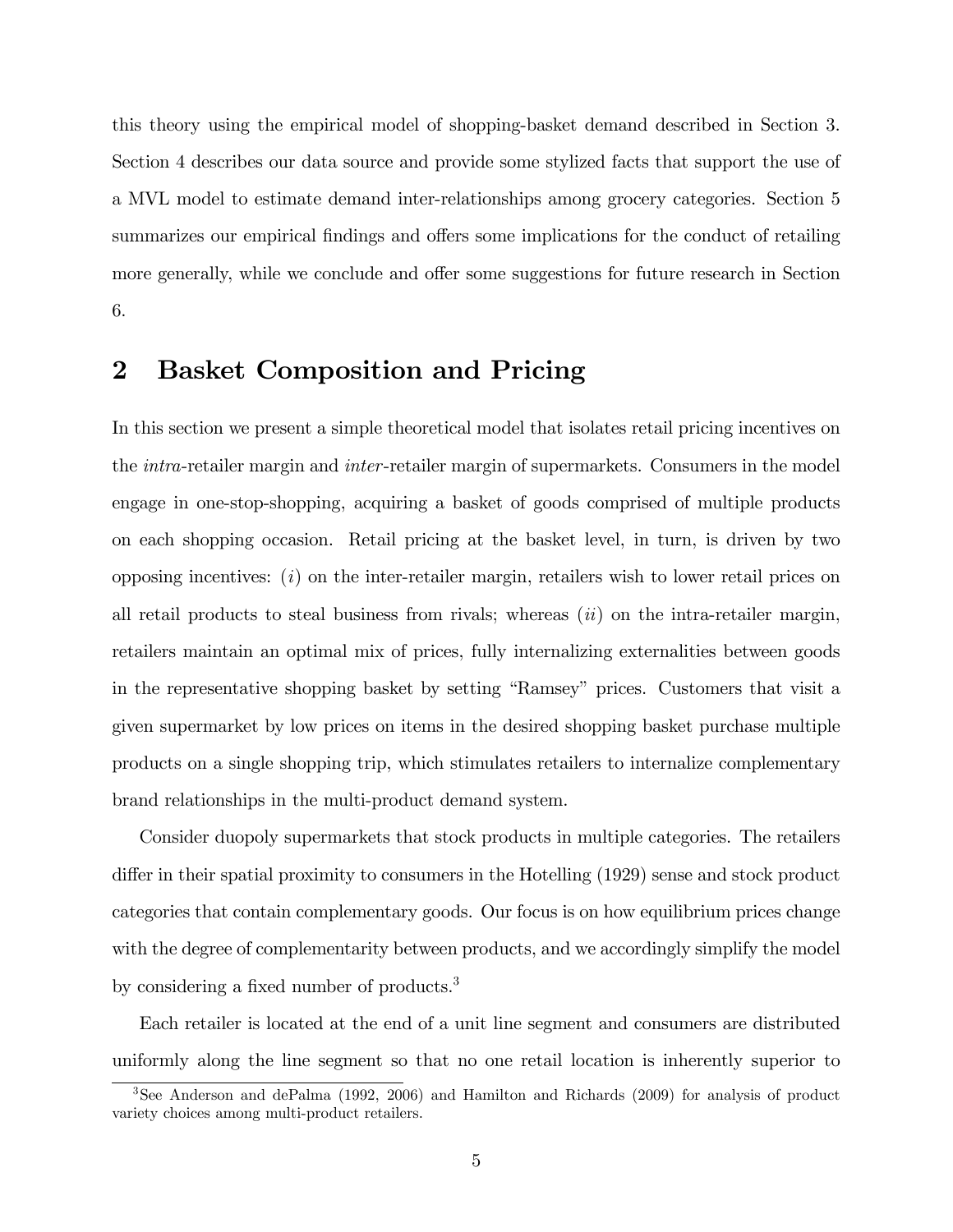this theory using the empirical model of shopping-basket demand described in Section 3. Section 4 describes our data source and provide some stylized facts that support the use of a MVL model to estimate demand inter-relationships among grocery categories. Section 5 summarizes our empirical findings and offers some implications for the conduct of retailing more generally, while we conclude and offer some suggestions for future research in Section 6.

## 2 Basket Composition and Pricing

In this section we present a simple theoretical model that isolates retail pricing incentives on the *intra*-retailer margin and *inter*-retailer margin of supermarkets. Consumers in the model engage in one-stop-shopping, acquiring a basket of goods comprised of multiple products on each shopping occasion. Retail pricing at the basket level, in turn, is driven by two opposing incentives: (*i*) on the inter-retailer margin, retailers wish to lower retail prices on all retail products to steal business from rivals; whereas (*ii*) on the intra-retailer margin, retailers maintain an optimal mix of prices, fully internalizing externalities between goods in the representative shopping basket by setting "Ramsey" prices. Customers that visit a given supermarket by low prices on items in the desired shopping basket purchase multiple products on a single shopping trip, which stimulates retailers to internalize complementary brand relationships in the multi-product demand system.

Consider duopoly supermarkets that stock products in multiple categories. The retailers differ in their spatial proximity to consumers in the Hotelling (1929) sense and stock product categories that contain complementary goods. Our focus is on how equilibrium prices change with the degree of complementarity between products, and we accordingly simplify the model by considering a fixed number of products.[3]

Each retailer is located at the end of a unit line segment and consumers are distributed uniformly along the line segment so that no one retail location is inherently superior to

[3]See Anderson and dePalma (1992, 2006) and Hamilton and Richards (2009) for analysis of product variety choices among multi-product retailers.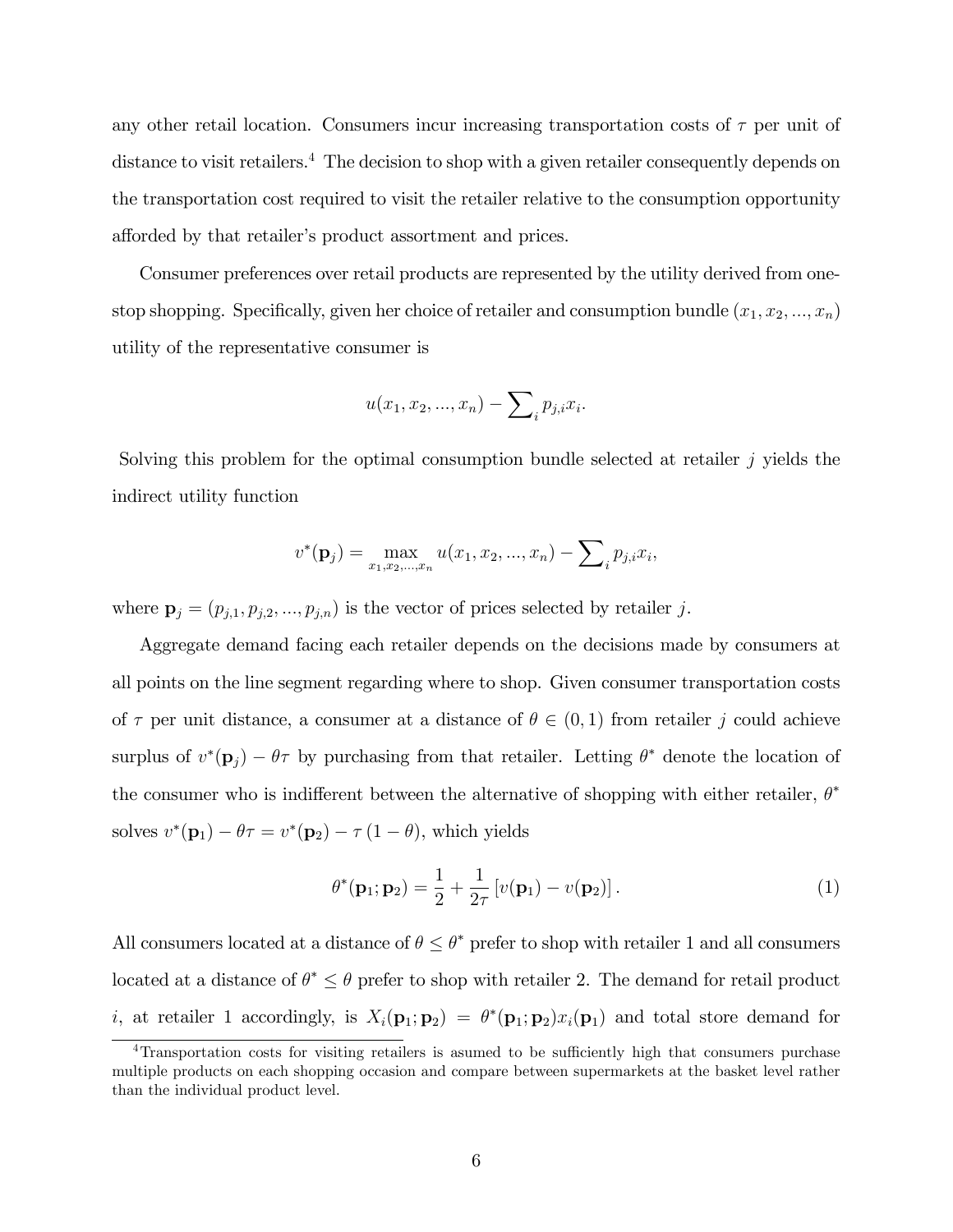any other retail location. Consumers incur increasing transportation costs of $\tau$ per unit of distance to visit retailers.[4] The decision to shop with a given retailer consequently depends on the transportation cost required to visit the retailer relative to the consumption opportunity afforded by that retailer's product assortment and prices.

Consumer preferences over retail products are represented by the utility derived from one-stop shopping. Specifically, given her choice of retailer and consumption bundle $(x_1, x_2, ..., x_n)$ utility of the representative consumer is

$$u(x_1, x_2, ..., x_n) - \sum_i p_{j,i} x_i.$$

Solving this problem for the optimal consumption bundle selected at retailer $j$ yields the indirect utility function

$$v^*(\mathbf{p}_j) = \max_{x_1, x_2, ..., x_n} u(x_1, x_2, ..., x_n) - \sum_i p_{j,i} x_i,$$

where $\mathbf{p}_j = (p_{j,1}, p_{j,2}, ..., p_{j,n})$ is the vector of prices selected by retailer $j$.

Aggregate demand facing each retailer depends on the decisions made by consumers at all points on the line segment regarding where to shop. Given consumer transportation costs of $\tau$ per unit distance, a consumer at a distance of $\theta \in (0, 1)$ from retailer $j$ could achieve surplus of $v^*(\mathbf{p}_j) - \theta\tau$ by purchasing from that retailer. Letting $\theta^*$ denote the location of the consumer who is indifferent between the alternative of shopping with either retailer, $\theta^*$ solves $v^*(\mathbf{p}_1) - \theta\tau = v^*(\mathbf{p}_2) - \tau(1 - \theta)$, which yields

$$\theta^*(\mathbf{p}_1; \mathbf{p}_2) = \frac{1}{2} + \frac{1}{2\tau}\left[v(\mathbf{p}_1) - v(\mathbf{p}_2)\right]. \tag{1}$$

All consumers located at a distance of $\theta \leq \theta^*$ prefer to shop with retailer 1 and all consumers located at a distance of $\theta^* \leq \theta$ prefer to shop with retailer 2. The demand for retail product $i$, at retailer 1 accordingly, is $X_i(\mathbf{p}_1; \mathbf{p}_2) = \theta^*(\mathbf{p}_1; \mathbf{p}_2) x_i(\mathbf{p}_1)$ and total store demand for

[4] Transportation costs for visiting retailers is asumed to be sufficiently high that consumers purchase multiple products on each shopping occasion and compare between supermarkets at the basket level rather than the individual product level.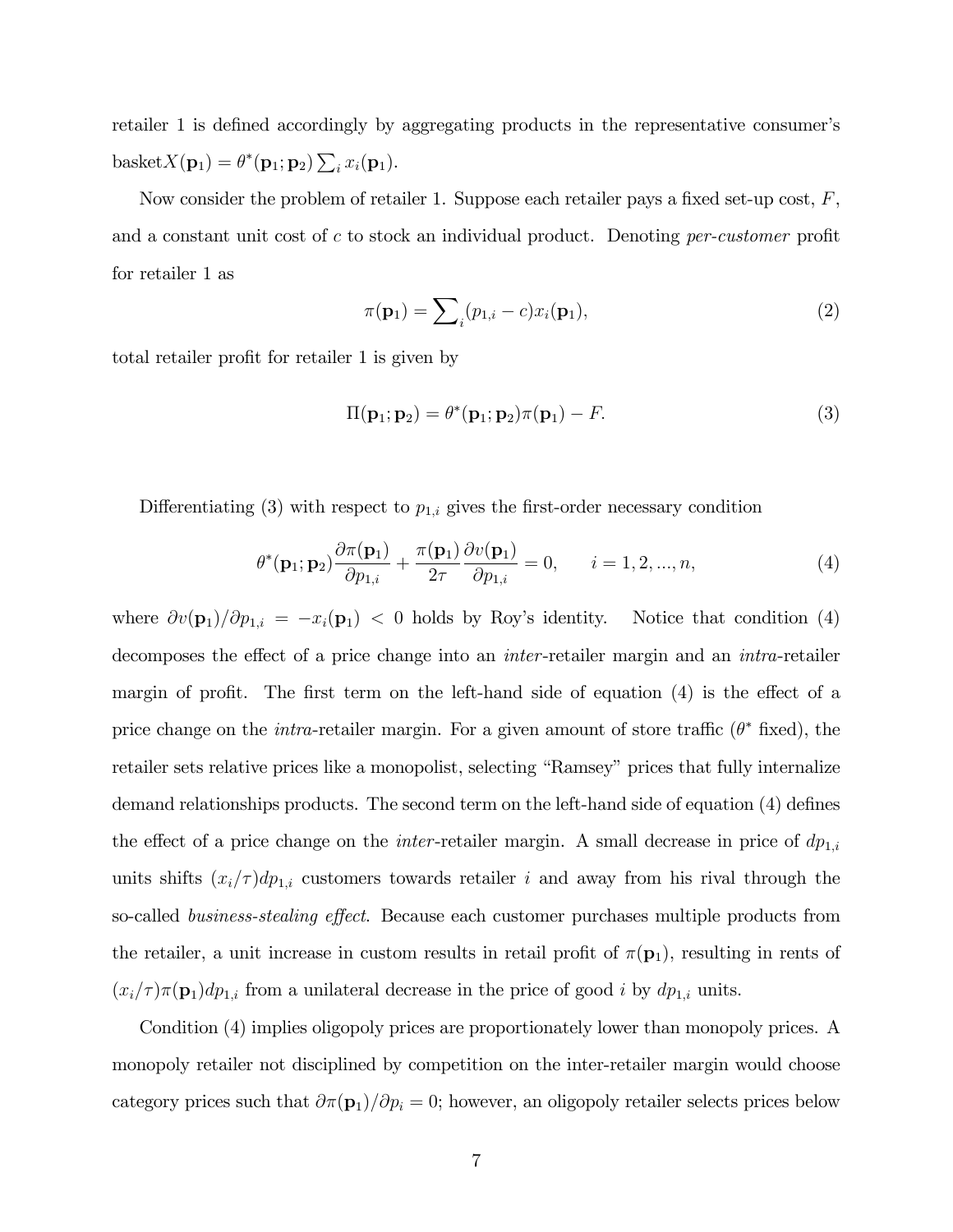retailer 1 is defined accordingly by aggregating products in the representative consumer's basket$X(\mathbf{p}_1) = \theta^*(\mathbf{p}_1; \mathbf{p}_2) \sum_i x_i(\mathbf{p}_1)$.

Now consider the problem of retailer 1. Suppose each retailer pays a fixed set-up cost, $F$, and a constant unit cost of $c$ to stock an individual product. Denoting *per-customer* profit for retailer 1 as

$$\pi(\mathbf{p}_1) = \sum\nolimits_i (p_{1,i} - c)x_i(\mathbf{p}_1), \tag{2}$$

total retailer profit for retailer 1 is given by

$$\Pi(\mathbf{p}_1; \mathbf{p}_2) = \theta^*(\mathbf{p}_1; \mathbf{p}_2)\pi(\mathbf{p}_1) - F. \tag{3}$$

Differentiating (3) with respect to $p_{1,i}$ gives the first-order necessary condition

$$\theta^*(\mathbf{p}_1; \mathbf{p}_2)\frac{\partial \pi(\mathbf{p}_1)}{\partial p_{1,i}} + \frac{\pi(\mathbf{p}_1)}{2\tau}\frac{\partial v(\mathbf{p}_1)}{\partial p_{1,i}} = 0, \qquad i = 1, 2, ..., n, \tag{4}$$

where $\partial v(\mathbf{p}_1)/\partial p_{1,i} = -x_i(\mathbf{p}_1) < 0$ holds by Roy's identity. Notice that condition (4) decomposes the effect of a price change into an *inter*-retailer margin and an *intra*-retailer margin of profit. The first term on the left-hand side of equation (4) is the effect of a price change on the *intra*-retailer margin. For a given amount of store traffic ($\theta^*$ fixed), the retailer sets relative prices like a monopolist, selecting "Ramsey" prices that fully internalize demand relationships products. The second term on the left-hand side of equation (4) defines the effect of a price change on the *inter*-retailer margin. A small decrease in price of $dp_{1,i}$ units shifts $(x_i/\tau)dp_{1,i}$ customers towards retailer $i$ and away from his rival through the so-called *business-stealing effect*. Because each customer purchases multiple products from the retailer, a unit increase in custom results in retail profit of $\pi(\mathbf{p}_1)$, resulting in rents of $(x_i/\tau)\pi(\mathbf{p}_1)dp_{1,i}$ from a unilateral decrease in the price of good $i$ by $dp_{1,i}$ units.

Condition (4) implies oligopoly prices are proportionately lower than monopoly prices. A monopoly retailer not disciplined by competition on the inter-retailer margin would choose category prices such that $\partial \pi(\mathbf{p}_1)/\partial p_i = 0$; however, an oligopoly retailer selects prices below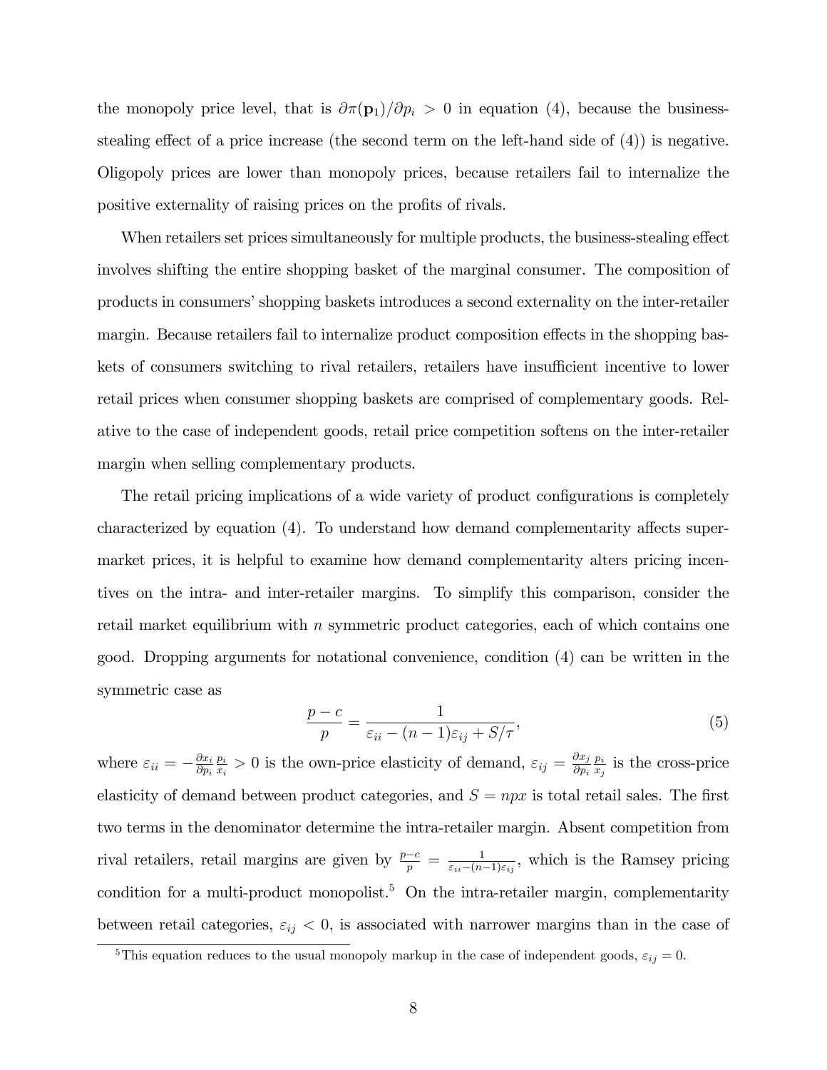the monopoly price level, that is $\partial \pi(\mathbf{p}_1)/\partial p_i > 0$ in equation (4), because the business-stealing effect of a price increase (the second term on the left-hand side of (4)) is negative. Oligopoly prices are lower than monopoly prices, because retailers fail to internalize the positive externality of raising prices on the profits of rivals.

When retailers set prices simultaneously for multiple products, the business-stealing effect involves shifting the entire shopping basket of the marginal consumer. The composition of products in consumers' shopping baskets introduces a second externality on the inter-retailer margin. Because retailers fail to internalize product composition effects in the shopping baskets of consumers switching to rival retailers, retailers have insufficient incentive to lower retail prices when consumer shopping baskets are comprised of complementary goods. Relative to the case of independent goods, retail price competition softens on the inter-retailer margin when selling complementary products.

The retail pricing implications of a wide variety of product configurations is completely characterized by equation (4). To understand how demand complementarity affects supermarket prices, it is helpful to examine how demand complementarity alters pricing incentives on the intra- and inter-retailer margins. To simplify this comparison, consider the retail market equilibrium with $n$ symmetric product categories, each of which contains one good. Dropping arguments for notational convenience, condition (4) can be written in the symmetric case as

$$\frac{p-c}{p} = \frac{1}{\varepsilon_{ii} - (n-1)\varepsilon_{ij} + S/\tau}, \tag{5}$$

where $\varepsilon_{ii} = -\frac{\partial x_i}{\partial p_i}\frac{p_i}{x_i} > 0$ is the own-price elasticity of demand, $\varepsilon_{ij} = \frac{\partial x_j}{\partial p_i}\frac{p_i}{x_j}$ is the cross-price elasticity of demand between product categories, and $S = npx$ is total retail sales. The first two terms in the denominator determine the intra-retailer margin. Absent competition from rival retailers, retail margins are given by $\frac{p-c}{p} = \frac{1}{\varepsilon_{ii}-(n-1)\varepsilon_{ij}}$, which is the Ramsey pricing condition for a multi-product monopolist.[5] On the intra-retailer margin, complementarity between retail categories, $\varepsilon_{ij} < 0$, is associated with narrower margins than in the case of

[5] This equation reduces to the usual monopoly markup in the case of independent goods, $\varepsilon_{ij} = 0$.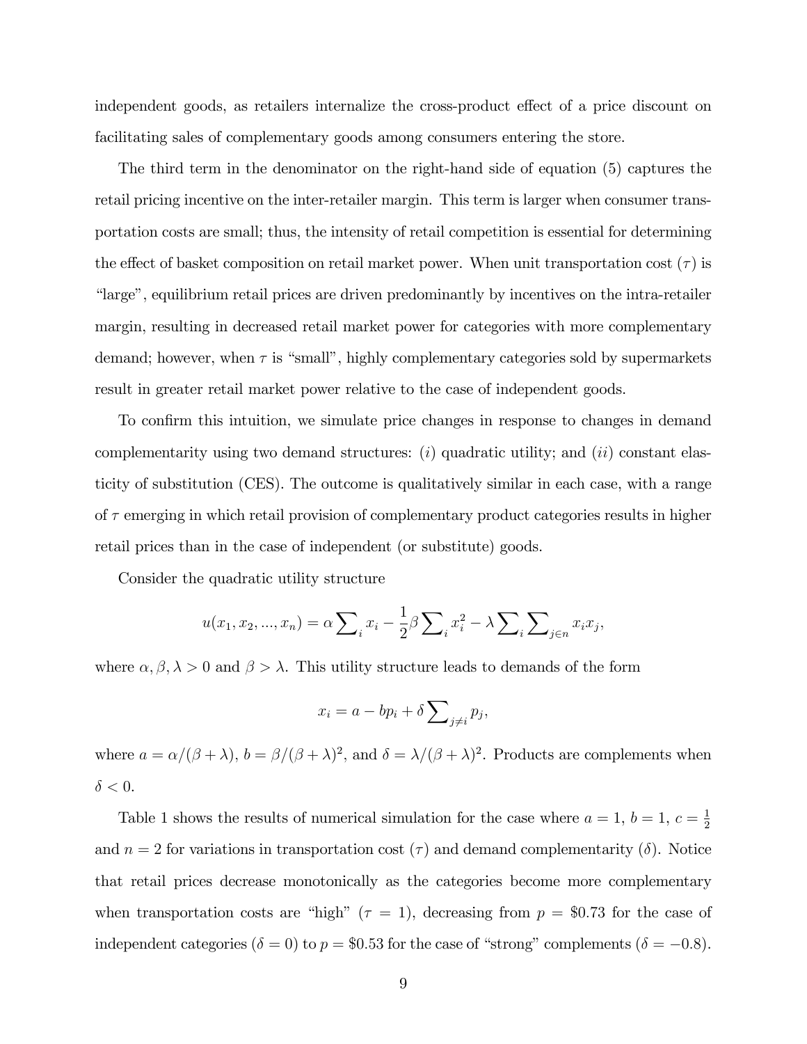independent goods, as retailers internalize the cross-product effect of a price discount on facilitating sales of complementary goods among consumers entering the store.

The third term in the denominator on the right-hand side of equation (5) captures the retail pricing incentive on the inter-retailer margin. This term is larger when consumer transportation costs are small; thus, the intensity of retail competition is essential for determining the effect of basket composition on retail market power. When unit transportation cost ($\tau$) is "large", equilibrium retail prices are driven predominantly by incentives on the intra-retailer margin, resulting in decreased retail market power for categories with more complementary demand; however, when $\tau$ is "small", highly complementary categories sold by supermarkets result in greater retail market power relative to the case of independent goods.

To confirm this intuition, we simulate price changes in response to changes in demand complementarity using two demand structures: ($i$) quadratic utility; and ($ii$) constant elasticity of substitution (CES). The outcome is qualitatively similar in each case, with a range of $\tau$ emerging in which retail provision of complementary product categories results in higher retail prices than in the case of independent (or substitute) goods.

Consider the quadratic utility structure

$$u(x_1, x_2, ..., x_n) = \alpha \sum_i x_i - \frac{1}{2}\beta \sum_i x_i^2 - \lambda \sum_i \sum_{j \in n} x_i x_j,$$

where $\alpha, \beta, \lambda > 0$ and $\beta > \lambda$. This utility structure leads to demands of the form

$$x_i = a - bp_i + \delta \sum_{j \neq i} p_j,$$

where $a = \alpha/(\beta + \lambda)$, $b = \beta/(\beta + \lambda)^2$, and $\delta = \lambda/(\beta + \lambda)^2$. Products are complements when $\delta < 0$.

Table 1 shows the results of numerical simulation for the case where $a = 1$, $b = 1$, $c = \frac{1}{2}$ and $n = 2$ for variations in transportation cost ($\tau$) and demand complementarity ($\delta$). Notice that retail prices decrease monotonically as the categories become more complementary when transportation costs are "high" ($\tau = 1$), decreasing from $p = \$0.73$ for the case of independent categories ($\delta = 0$) to $p = \$0.53$ for the case of "strong" complements ($\delta = -0.8$).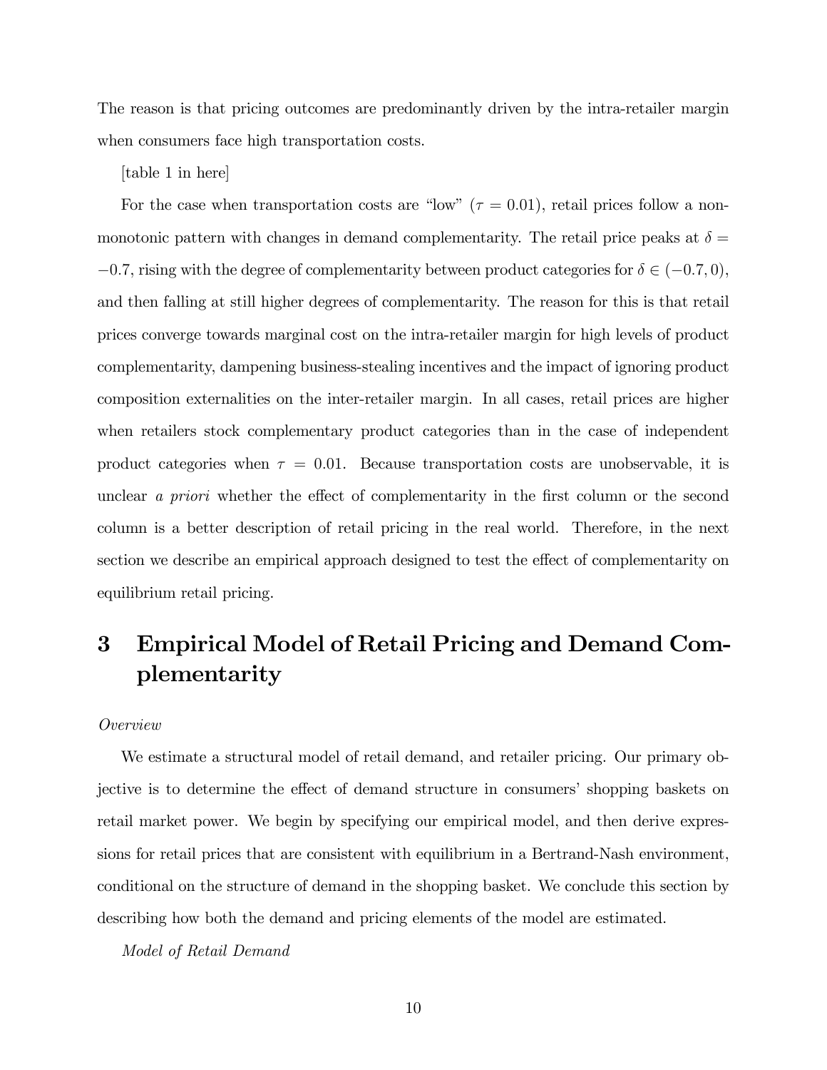The reason is that pricing outcomes are predominantly driven by the intra-retailer margin when consumers face high transportation costs.

[table 1 in here]

For the case when transportation costs are "low" ($\tau = 0.01$), retail prices follow a non-monotonic pattern with changes in demand complementarity. The retail price peaks at $\delta = -0.7$, rising with the degree of complementarity between product categories for $\delta \in (-0.7, 0)$, and then falling at still higher degrees of complementarity. The reason for this is that retail prices converge towards marginal cost on the intra-retailer margin for high levels of product complementarity, dampening business-stealing incentives and the impact of ignoring product composition externalities on the inter-retailer margin. In all cases, retail prices are higher when retailers stock complementary product categories than in the case of independent product categories when $\tau = 0.01$. Because transportation costs are unobservable, it is unclear *a priori* whether the effect of complementarity in the first column or the second column is a better description of retail pricing in the real world. Therefore, in the next section we describe an empirical approach designed to test the effect of complementarity on equilibrium retail pricing.

# 3 Empirical Model of Retail Pricing and Demand Complementarity

*Overview*

We estimate a structural model of retail demand, and retailer pricing. Our primary objective is to determine the effect of demand structure in consumers' shopping baskets on retail market power. We begin by specifying our empirical model, and then derive expressions for retail prices that are consistent with equilibrium in a Bertrand-Nash environment, conditional on the structure of demand in the shopping basket. We conclude this section by describing how both the demand and pricing elements of the model are estimated.

*Model of Retail Demand*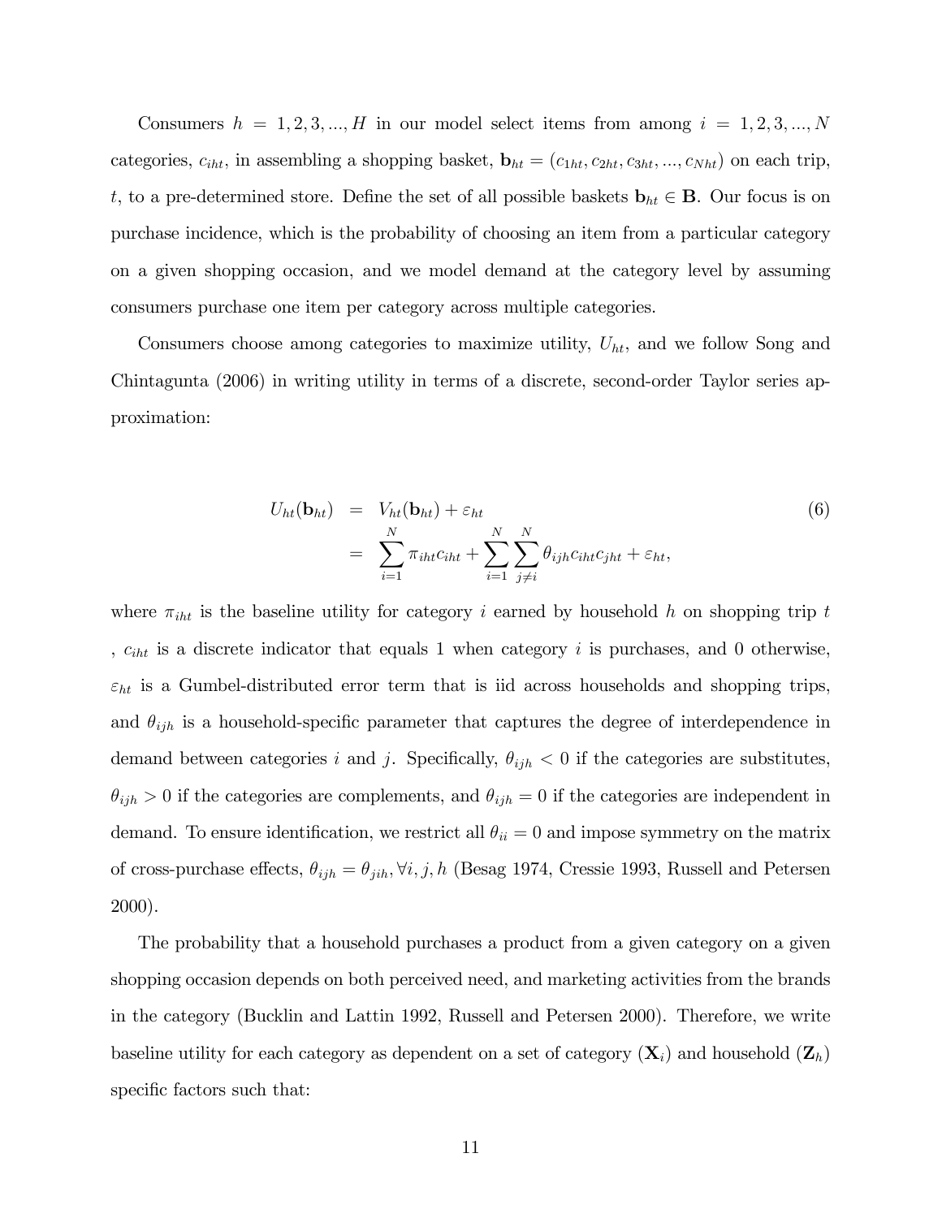Consumers $h = 1, 2, 3, ..., H$ in our model select items from among $i = 1, 2, 3, ..., N$ categories, $c_{iht}$, in assembling a shopping basket, $\mathbf{b}_{ht} = (c_{1ht}, c_{2ht}, c_{3ht}, ..., c_{Nht})$ on each trip, $t$, to a pre-determined store. Define the set of all possible baskets $\mathbf{b}_{ht} \in \mathbf{B}$. Our focus is on purchase incidence, which is the probability of choosing an item from a particular category on a given shopping occasion, and we model demand at the category level by assuming consumers purchase one item per category across multiple categories.

Consumers choose among categories to maximize utility, $U_{ht}$, and we follow Song and Chintagunta (2006) in writing utility in terms of a discrete, second-order Taylor series approximation:

$$
\begin{aligned}
U_{ht}(\mathbf{b}_{ht}) &= V_{ht}(\mathbf{b}_{ht}) + \varepsilon_{ht} \\
&= \sum_{i=1}^{N} \pi_{iht} c_{iht} + \sum_{i=1}^{N} \sum_{j \neq i}^{N} \theta_{ijh} c_{iht} c_{jht} + \varepsilon_{ht},
\end{aligned}
\tag{6}
$$

where $\pi_{iht}$ is the baseline utility for category $i$ earned by household $h$ on shopping trip $t$ , $c_{iht}$ is a discrete indicator that equals 1 when category $i$ is purchases, and 0 otherwise, $\varepsilon_{ht}$ is a Gumbel-distributed error term that is iid across households and shopping trips, and $\theta_{ijh}$ is a household-specific parameter that captures the degree of interdependence in demand between categories $i$ and $j$. Specifically, $\theta_{ijh} < 0$ if the categories are substitutes, $\theta_{ijh} > 0$ if the categories are complements, and $\theta_{ijh} = 0$ if the categories are independent in demand. To ensure identification, we restrict all $\theta_{ii} = 0$ and impose symmetry on the matrix of cross-purchase effects, $\theta_{ijh} = \theta_{jih}, \forall i, j, h$ (Besag 1974, Cressie 1993, Russell and Petersen 2000).

The probability that a household purchases a product from a given category on a given shopping occasion depends on both perceived need, and marketing activities from the brands in the category (Bucklin and Lattin 1992, Russell and Petersen 2000). Therefore, we write baseline utility for each category as dependent on a set of category ($\mathbf{X}_i$) and household ($\mathbf{Z}_h$) specific factors such that: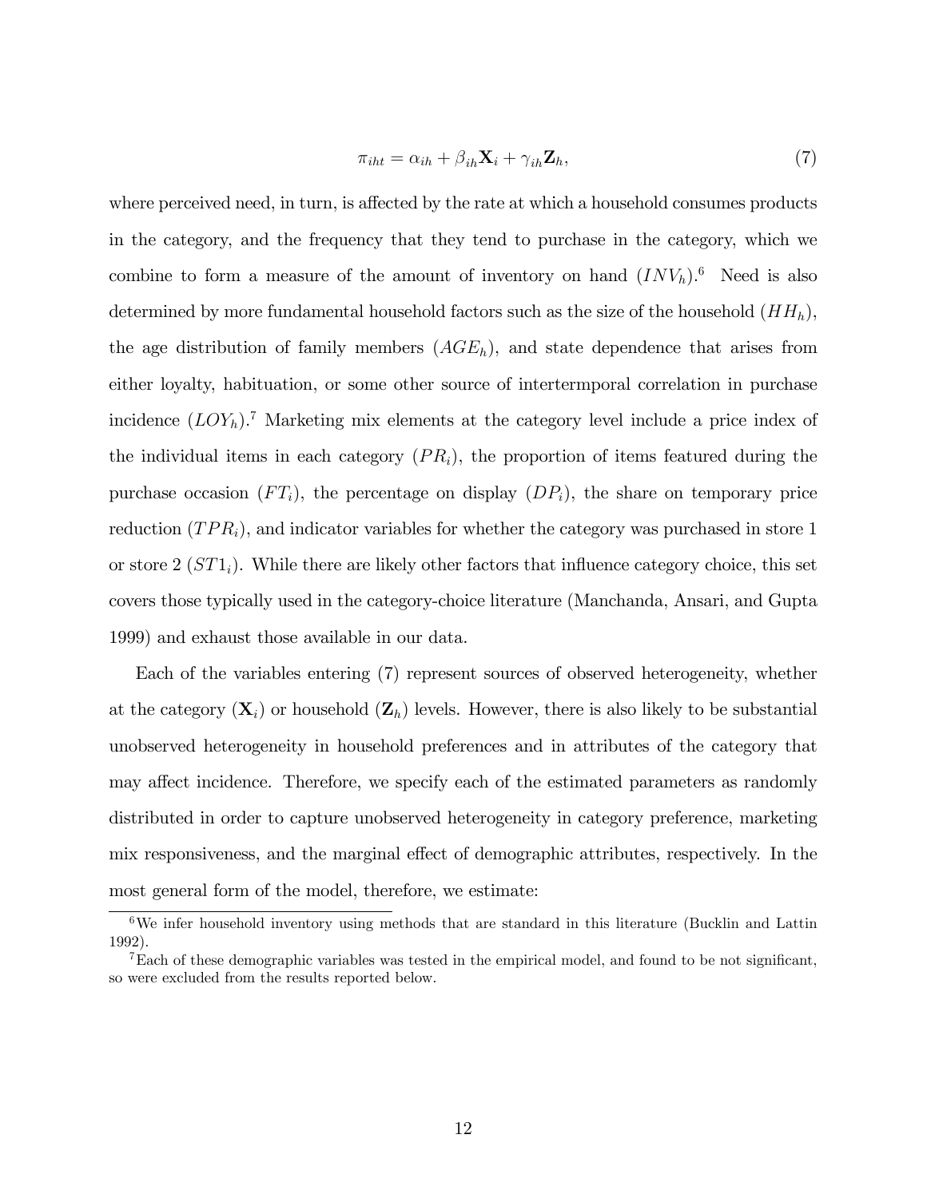$$\pi_{iht} = \alpha_{ih} + \beta_{ih}\mathbf{X}_i + \gamma_{ih}\mathbf{Z}_h, \tag{7}$$

where perceived need, in turn, is affected by the rate at which a household consumes products in the category, and the frequency that they tend to purchase in the category, which we combine to form a measure of the amount of inventory on hand ($INV_h$).[6] Need is also determined by more fundamental household factors such as the size of the household ($HH_h$), the age distribution of family members ($AGE_h$), and state dependence that arises from either loyalty, habituation, or some other source of intertermporal correlation in purchase incidence ($LOY_h$).[7] Marketing mix elements at the category level include a price index of the individual items in each category ($PR_i$), the proportion of items featured during the purchase occasion ($FT_i$), the percentage on display ($DP_i$), the share on temporary price reduction ($TPR_i$), and indicator variables for whether the category was purchased in store 1 or store 2 ($ST1_i$). While there are likely other factors that influence category choice, this set covers those typically used in the category-choice literature (Manchanda, Ansari, and Gupta 1999) and exhaust those available in our data.

Each of the variables entering (7) represent sources of observed heterogeneity, whether at the category ($\mathbf{X}_i$) or household ($\mathbf{Z}_h$) levels. However, there is also likely to be substantial unobserved heterogeneity in household preferences and in attributes of the category that may affect incidence. Therefore, we specify each of the estimated parameters as randomly distributed in order to capture unobserved heterogeneity in category preference, marketing mix responsiveness, and the marginal effect of demographic attributes, respectively. In the most general form of the model, therefore, we estimate:

[6] We infer household inventory using methods that are standard in this literature (Bucklin and Lattin 1992).

[7] Each of these demographic variables was tested in the empirical model, and found to be not significant, so were excluded from the results reported below.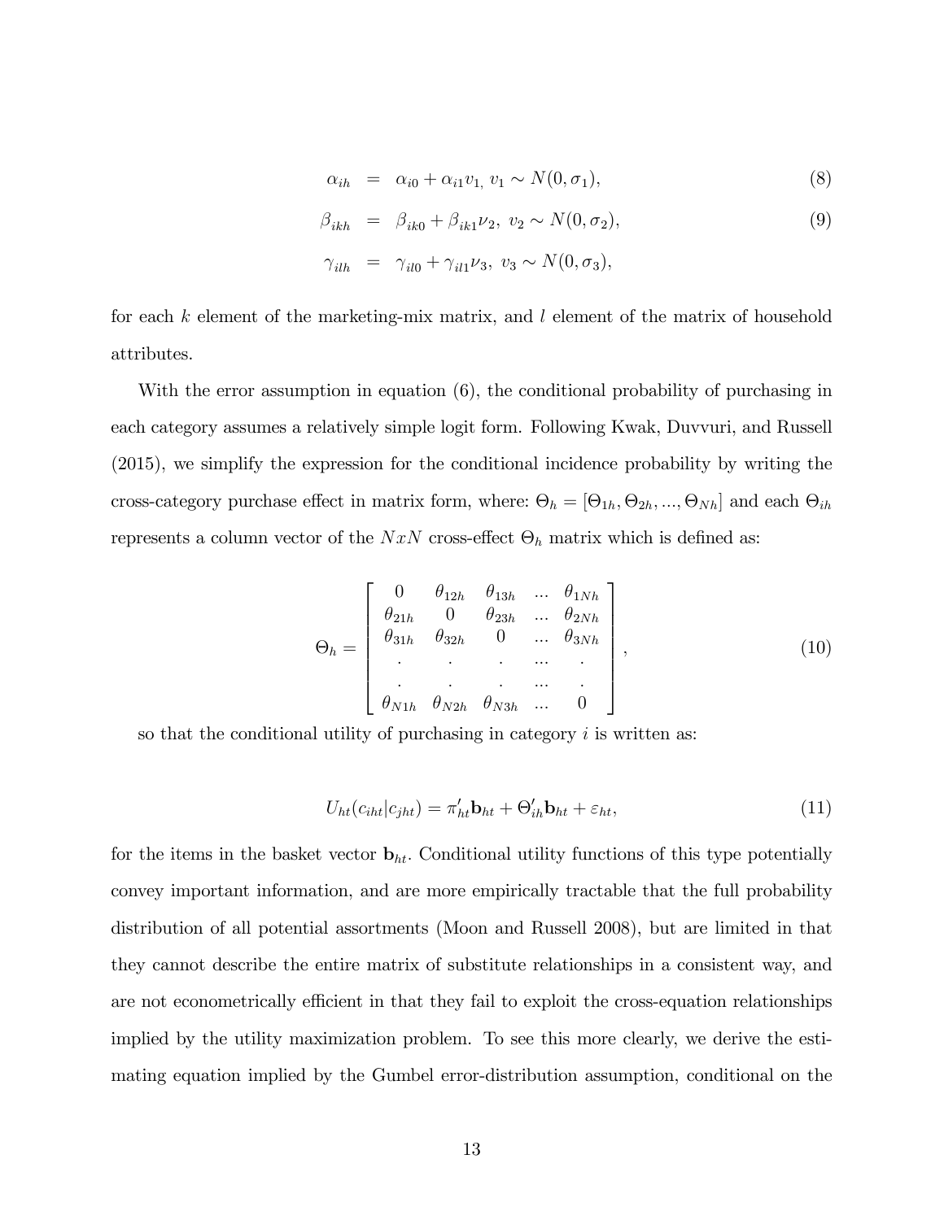$$
\begin{aligned}
\alpha_{ih} &= \alpha_{i0} + \alpha_{i1} v_{1,} \; v_1 \sim N(0, \sigma_1), & (8) \\
\beta_{ikh} &= \beta_{ik0} + \beta_{ik1} \nu_2, \; v_2 \sim N(0, \sigma_2), & (9) \\
\gamma_{ilh} &= \gamma_{il0} + \gamma_{il1} \nu_3, \; v_3 \sim N(0, \sigma_3),
\end{aligned}
$$

for each $k$ element of the marketing-mix matrix, and $l$ element of the matrix of household attributes.

With the error assumption in equation (6), the conditional probability of purchasing in each category assumes a relatively simple logit form. Following Kwak, Duvvuri, and Russell (2015), we simplify the expression for the conditional incidence probability by writing the cross-category purchase effect in matrix form, where: $\Theta_h = [\Theta_{1h}, \Theta_{2h}, ..., \Theta_{Nh}]$ and each $\Theta_{ih}$ represents a column vector of the $NxN$ cross-effect $\Theta_h$ matrix which is defined as:

$$
\Theta_h = \begin{bmatrix} 0 & \theta_{12h} & \theta_{13h} & ... & \theta_{1Nh} \\ \theta_{21h} & 0 & \theta_{23h} & ... & \theta_{2Nh} \\ \theta_{31h} & \theta_{32h} & 0 & ... & \theta_{3Nh} \\ . & . & . & ... & . \\ . & . & . & ... & . \\ \theta_{N1h} & \theta_{N2h} & \theta_{N3h} & ... & 0 \end{bmatrix}, \tag{10}
$$

so that the conditional utility of purchasing in category $i$ is written as:

$$
U_{ht}(c_{iht}|c_{jht}) = \pi'_{ht}\mathbf{b}_{ht} + \Theta'_{ih}\mathbf{b}_{ht} + \varepsilon_{ht}, \tag{11}
$$

for the items in the basket vector $\mathbf{b}_{ht}$. Conditional utility functions of this type potentially convey important information, and are more empirically tractable that the full probability distribution of all potential assortments (Moon and Russell 2008), but are limited in that they cannot describe the entire matrix of substitute relationships in a consistent way, and are not econometrically efficient in that they fail to exploit the cross-equation relationships implied by the utility maximization problem. To see this more clearly, we derive the estimating equation implied by the Gumbel error-distribution assumption, conditional on the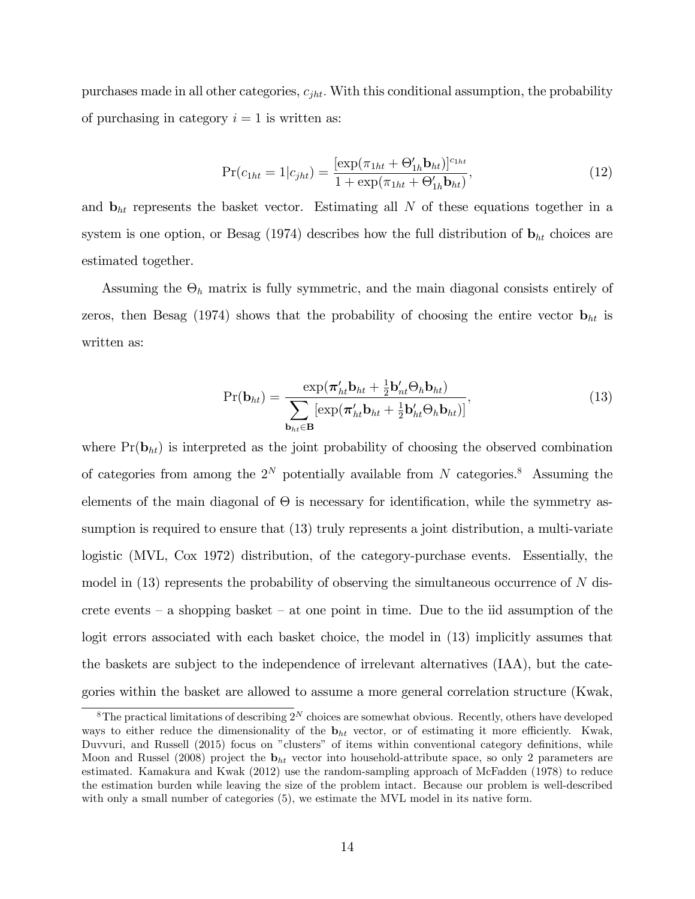purchases made in all other categories, $c_{jht}$. With this conditional assumption, the probability of purchasing in category $i = 1$ is written as:

$$\Pr(c_{1ht} = 1 | c_{jht}) = \frac{[\exp(\pi_{1ht} + \Theta'_{1h}\mathbf{b}_{ht})]^{c_{1ht}}}{1 + \exp(\pi_{1ht} + \Theta'_{1h}\mathbf{b}_{ht})}, \tag{12}$$

and $\mathbf{b}_{ht}$ represents the basket vector. Estimating all $N$ of these equations together in a system is one option, or Besag (1974) describes how the full distribution of $\mathbf{b}_{ht}$ choices are estimated together.

Assuming the $\Theta_h$ matrix is fully symmetric, and the main diagonal consists entirely of zeros, then Besag (1974) shows that the probability of choosing the entire vector $\mathbf{b}_{ht}$ is written as:

$$\Pr(\mathbf{b}_{ht}) = \frac{\exp(\boldsymbol{\pi}'_{ht}\mathbf{b}_{ht} + \frac{1}{2}\mathbf{b}'_{nt}\Theta_h \mathbf{b}_{ht})}{\sum\limits_{\mathbf{b}_{ht} \in \mathbf{B}} [\exp(\boldsymbol{\pi}'_{ht}\mathbf{b}_{ht} + \frac{1}{2}\mathbf{b}'_{ht}\Theta_h \mathbf{b}_{ht})]}, \tag{13}$$

where $\Pr(\mathbf{b}_{ht})$ is interpreted as the joint probability of choosing the observed combination of categories from among the $2^N$ potentially available from $N$ categories.[8] Assuming the elements of the main diagonal of $\Theta$ is necessary for identification, while the symmetry assumption is required to ensure that (13) truly represents a joint distribution, a multi-variate logistic (MVL, Cox 1972) distribution, of the category-purchase events. Essentially, the model in (13) represents the probability of observing the simultaneous occurrence of $N$ discrete events – a shopping basket – at one point in time. Due to the iid assumption of the logit errors associated with each basket choice, the model in (13) implicitly assumes that the baskets are subject to the independence of irrelevant alternatives (IAA), but the categories within the basket are allowed to assume a more general correlation structure (Kwak,

[8] The practical limitations of describing $2^N$ choices are somewhat obvious. Recently, others have developed ways to either reduce the dimensionality of the $\mathbf{b}_{ht}$ vector, or of estimating it more efficiently. Kwak, Duvvuri, and Russell (2015) focus on "clusters" of items within conventional category definitions, while Moon and Russel (2008) project the $\mathbf{b}_{ht}$ vector into household-attribute space, so only 2 parameters are estimated. Kamakura and Kwak (2012) use the random-sampling approach of McFadden (1978) to reduce the estimation burden while leaving the size of the problem intact. Because our problem is well-described with only a small number of categories (5), we estimate the MVL model in its native form.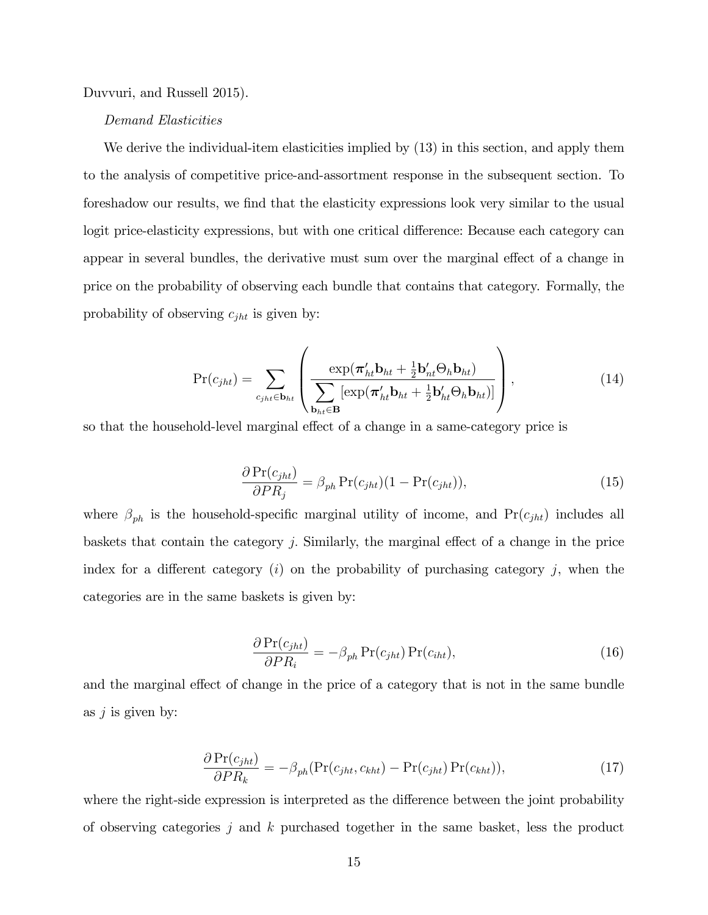Duvvuri, and Russell 2015).

*Demand Elasticities*

We derive the individual-item elasticities implied by (13) in this section, and apply them to the analysis of competitive price-and-assortment response in the subsequent section. To foreshadow our results, we find that the elasticity expressions look very similar to the usual logit price-elasticity expressions, but with one critical difference: Because each category can appear in several bundles, the derivative must sum over the marginal effect of a change in price on the probability of observing each bundle that contains that category. Formally, the probability of observing $c_{jht}$ is given by:

$$\Pr(c_{jht}) = \sum_{c_{jht} \in \mathbf{b}_{ht}} \left( \frac{\exp(\boldsymbol{\pi}'_{ht}\mathbf{b}_{ht} + \frac{1}{2}\mathbf{b}'_{nt}\Theta_h \mathbf{b}_{ht})}{\sum_{\mathbf{b}_{ht} \in \mathbf{B}} [\exp(\boldsymbol{\pi}'_{ht}\mathbf{b}_{ht} + \frac{1}{2}\mathbf{b}'_{ht}\Theta_h \mathbf{b}_{ht})]} \right), \tag{14}$$

so that the household-level marginal effect of a change in a same-category price is

$$\frac{\partial \Pr(c_{jht})}{\partial PR_j} = \beta_{ph} \Pr(c_{jht})(1 - \Pr(c_{jht})), \tag{15}$$

where $\beta_{ph}$ is the household-specific marginal utility of income, and $\Pr(c_{jht})$ includes all baskets that contain the category $j$. Similarly, the marginal effect of a change in the price index for a different category ($i$) on the probability of purchasing category $j$, when the categories are in the same baskets is given by:

$$\frac{\partial \Pr(c_{jht})}{\partial PR_i} = -\beta_{ph} \Pr(c_{jht}) \Pr(c_{iht}), \tag{16}$$

and the marginal effect of change in the price of a category that is not in the same bundle as $j$ is given by:

$$\frac{\partial \Pr(c_{jht})}{\partial PR_k} = -\beta_{ph}(\Pr(c_{jht}, c_{kht}) - \Pr(c_{jht}) \Pr(c_{kht})), \tag{17}$$

where the right-side expression is interpreted as the difference between the joint probability of observing categories $j$ and $k$ purchased together in the same basket, less the product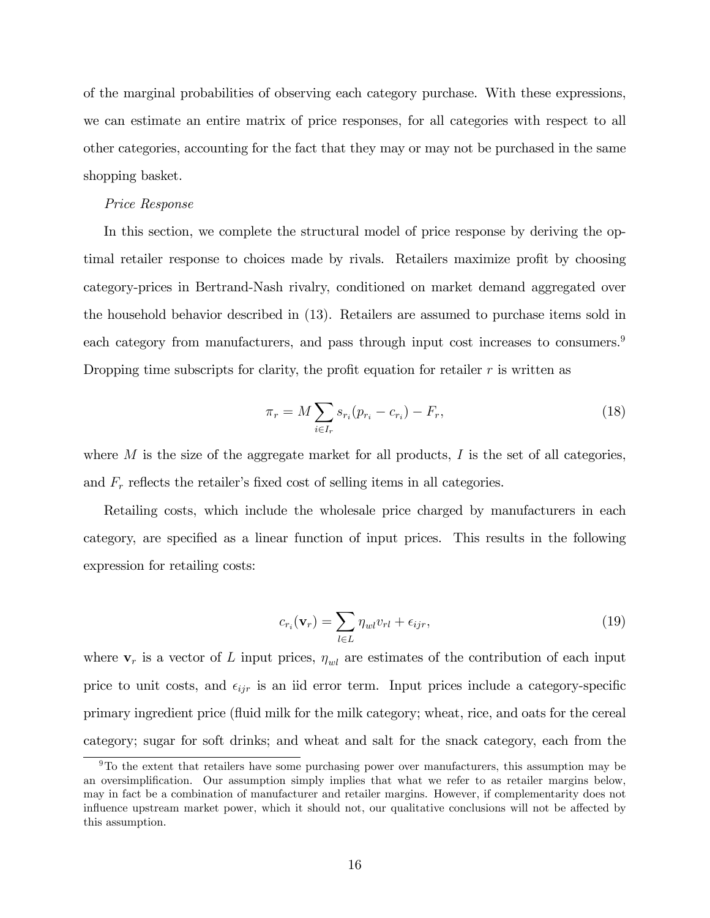of the marginal probabilities of observing each category purchase. With these expressions, we can estimate an entire matrix of price responses, for all categories with respect to all other categories, accounting for the fact that they may or may not be purchased in the same shopping basket.

*Price Response*

In this section, we complete the structural model of price response by deriving the optimal retailer response to choices made by rivals. Retailers maximize profit by choosing category-prices in Bertrand-Nash rivalry, conditioned on market demand aggregated over the household behavior described in (13). Retailers are assumed to purchase items sold in each category from manufacturers, and pass through input cost increases to consumers.[9] Dropping time subscripts for clarity, the profit equation for retailer $r$ is written as

$$\pi_r = M \sum_{i \in I_r} s_{r_i}(p_{r_i} - c_{r_i}) - F_r, \tag{18}$$

where $M$ is the size of the aggregate market for all products, $I$ is the set of all categories, and $F_r$ reflects the retailer's fixed cost of selling items in all categories.

Retailing costs, which include the wholesale price charged by manufacturers in each category, are specified as a linear function of input prices. This results in the following expression for retailing costs:

$$c_{r_i}(\mathbf{v}_r) = \sum_{l \in L} \eta_{wl} v_{rl} + \epsilon_{ijr}, \tag{19}$$

where $\mathbf{v}_r$ is a vector of $L$ input prices, $\eta_{wl}$ are estimates of the contribution of each input price to unit costs, and $\epsilon_{ijr}$ is an iid error term. Input prices include a category-specific primary ingredient price (fluid milk for the milk category; wheat, rice, and oats for the cereal category; sugar for soft drinks; and wheat and salt for the snack category, each from the

[9] To the extent that retailers have some purchasing power over manufacturers, this assumption may be an oversimplification. Our assumption simply implies that what we refer to as retailer margins below, may in fact be a combination of manufacturer and retailer margins. However, if complementarity does not influence upstream market power, which it should not, our qualitative conclusions will not be affected by this assumption.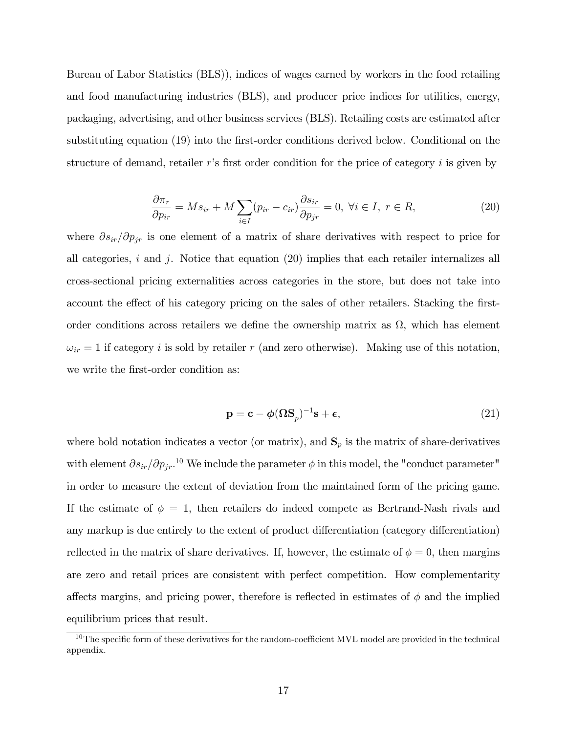Bureau of Labor Statistics (BLS)), indices of wages earned by workers in the food retailing and food manufacturing industries (BLS), and producer price indices for utilities, energy, packaging, advertising, and other business services (BLS). Retailing costs are estimated after substituting equation (19) into the first-order conditions derived below. Conditional on the structure of demand, retailer $r$'s first order condition for the price of category $i$ is given by

$$\frac{\partial \pi_r}{\partial p_{ir}} = M s_{ir} + M \sum_{i \in I} (p_{ir} - c_{ir}) \frac{\partial s_{ir}}{\partial p_{jr}} = 0, \ \forall i \in I, \ r \in R, \tag{20}$$

where $\partial s_{ir}/\partial p_{jr}$ is one element of a matrix of share derivatives with respect to price for all categories, $i$ and $j$. Notice that equation (20) implies that each retailer internalizes all cross-sectional pricing externalities across categories in the store, but does not take into account the effect of his category pricing on the sales of other retailers. Stacking the first-order conditions across retailers we define the ownership matrix as $\Omega$, which has element $\omega_{ir} = 1$ if category $i$ is sold by retailer $r$ (and zero otherwise). Making use of this notation, we write the first-order condition as:

$$\mathbf{p} = \mathbf{c} - \boldsymbol{\phi}(\boldsymbol{\Omega} \mathbf{S}_p)^{-1} \mathbf{s} + \boldsymbol{\epsilon}, \tag{21}$$

where bold notation indicates a vector (or matrix), and $\mathbf{S}_p$ is the matrix of share-derivatives with element $\partial s_{ir}/\partial p_{jr}$.[10] We include the parameter $\phi$ in this model, the "conduct parameter" in order to measure the extent of deviation from the maintained form of the pricing game. If the estimate of $\phi = 1$, then retailers do indeed compete as Bertrand-Nash rivals and any markup is due entirely to the extent of product differentiation (category differentiation) reflected in the matrix of share derivatives. If, however, the estimate of $\phi = 0$, then margins are zero and retail prices are consistent with perfect competition. How complementarity affects margins, and pricing power, therefore is reflected in estimates of $\phi$ and the implied equilibrium prices that result.

[10] The specific form of these derivatives for the random-coefficient MVL model are provided in the technical appendix.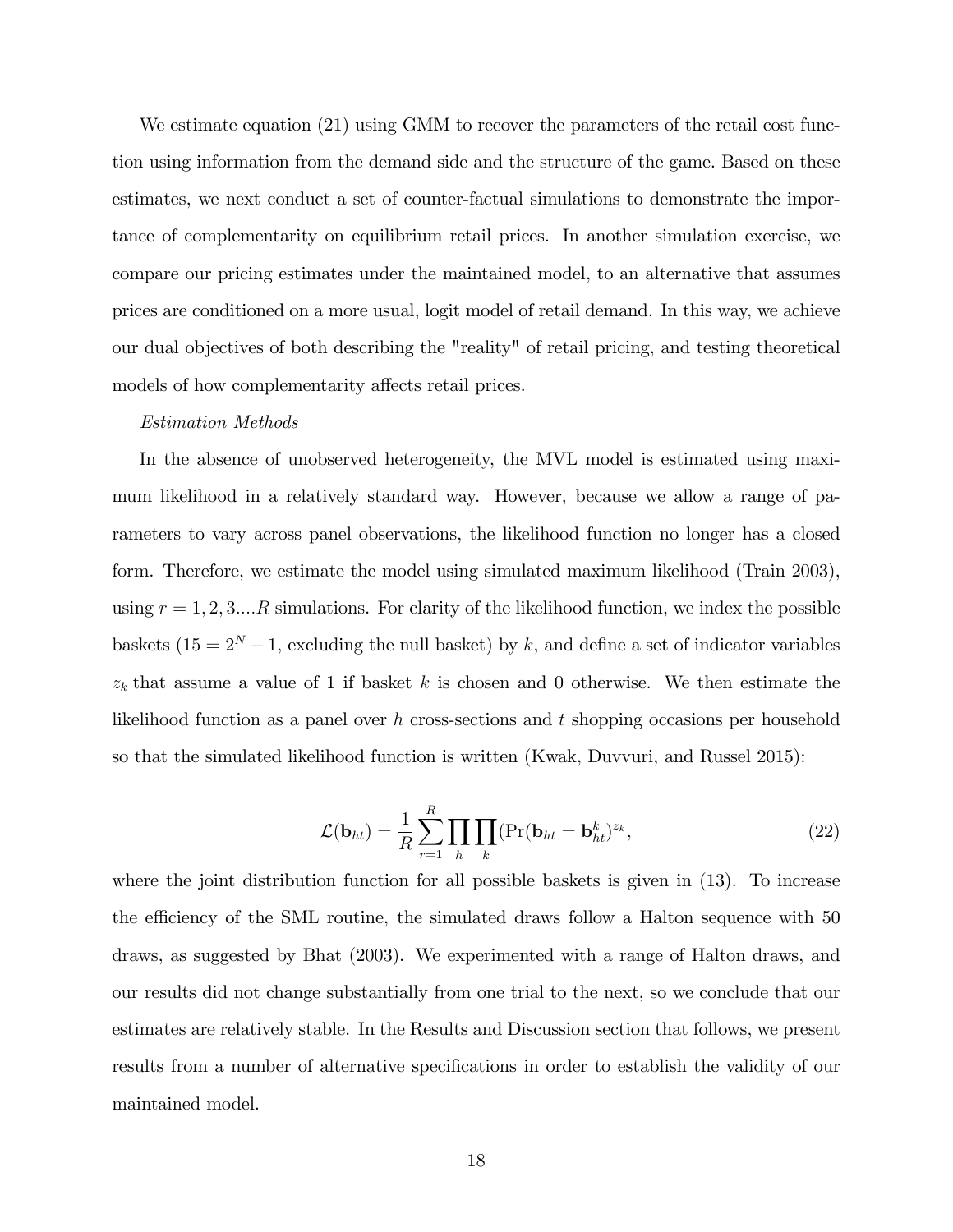We estimate equation (21) using GMM to recover the parameters of the retail cost function using information from the demand side and the structure of the game. Based on these estimates, we next conduct a set of counter-factual simulations to demonstrate the importance of complementarity on equilibrium retail prices. In another simulation exercise, we compare our pricing estimates under the maintained model, to an alternative that assumes prices are conditioned on a more usual, logit model of retail demand. In this way, we achieve our dual objectives of both describing the "reality" of retail pricing, and testing theoretical models of how complementarity affects retail prices.

*Estimation Methods*

In the absence of unobserved heterogeneity, the MVL model is estimated using maximum likelihood in a relatively standard way. However, because we allow a range of parameters to vary across panel observations, the likelihood function no longer has a closed form. Therefore, we estimate the model using simulated maximum likelihood (Train 2003), using $r = 1, 2, 3....R$ simulations. For clarity of the likelihood function, we index the possible baskets ($15 = 2^N - 1$, excluding the null basket) by $k$, and define a set of indicator variables $z_k$ that assume a value of 1 if basket $k$ is chosen and 0 otherwise. We then estimate the likelihood function as a panel over $h$ cross-sections and $t$ shopping occasions per household so that the simulated likelihood function is written (Kwak, Duvvuri, and Russel 2015):

$$\mathcal{L}(\mathbf{b}_{ht}) = \frac{1}{R}\sum_{r=1}^{R}\prod_{h}\prod_{k}(\Pr(\mathbf{b}_{ht} = \mathbf{b}_{ht}^{k})^{z_k}, \tag{22}$$

where the joint distribution function for all possible baskets is given in (13). To increase the efficiency of the SML routine, the simulated draws follow a Halton sequence with 50 draws, as suggested by Bhat (2003). We experimented with a range of Halton draws, and our results did not change substantially from one trial to the next, so we conclude that our estimates are relatively stable. In the Results and Discussion section that follows, we present results from a number of alternative specifications in order to establish the validity of our maintained model.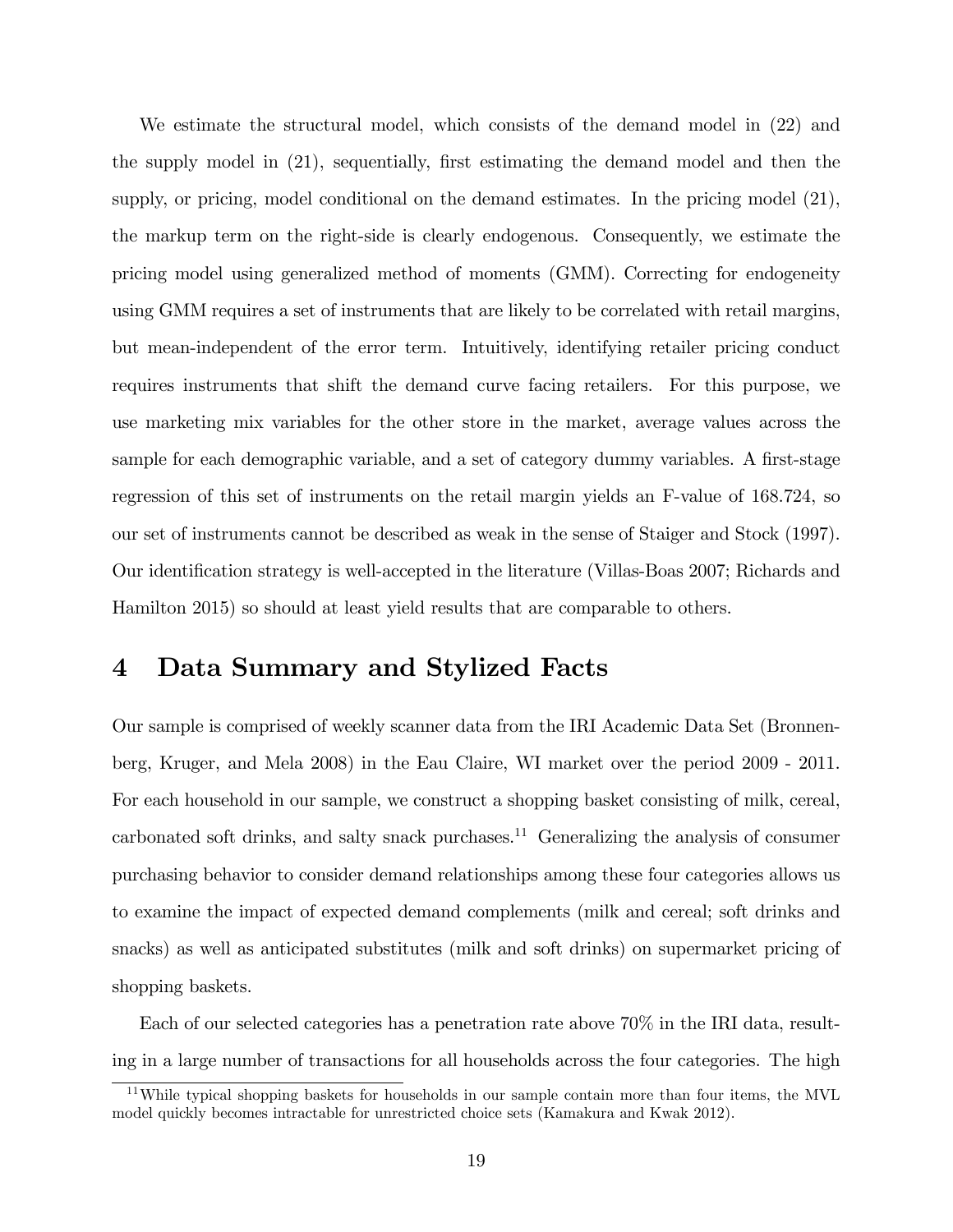We estimate the structural model, which consists of the demand model in (22) and the supply model in (21), sequentially, first estimating the demand model and then the supply, or pricing, model conditional on the demand estimates. In the pricing model (21), the markup term on the right-side is clearly endogenous. Consequently, we estimate the pricing model using generalized method of moments (GMM). Correcting for endogeneity using GMM requires a set of instruments that are likely to be correlated with retail margins, but mean-independent of the error term. Intuitively, identifying retailer pricing conduct requires instruments that shift the demand curve facing retailers. For this purpose, we use marketing mix variables for the other store in the market, average values across the sample for each demographic variable, and a set of category dummy variables. A first-stage regression of this set of instruments on the retail margin yields an F-value of 168.724, so our set of instruments cannot be described as weak in the sense of Staiger and Stock (1997). Our identification strategy is well-accepted in the literature (Villas-Boas 2007; Richards and Hamilton 2015) so should at least yield results that are comparable to others.

# 4 Data Summary and Stylized Facts

Our sample is comprised of weekly scanner data from the IRI Academic Data Set (Bronnenberg, Kruger, and Mela 2008) in the Eau Claire, WI market over the period 2009 - 2011. For each household in our sample, we construct a shopping basket consisting of milk, cereal, carbonated soft drinks, and salty snack purchases.[11] Generalizing the analysis of consumer purchasing behavior to consider demand relationships among these four categories allows us to examine the impact of expected demand complements (milk and cereal; soft drinks and snacks) as well as anticipated substitutes (milk and soft drinks) on supermarket pricing of shopping baskets.

Each of our selected categories has a penetration rate above 70% in the IRI data, resulting in a large number of transactions for all households across the four categories. The high

[11] While typical shopping baskets for households in our sample contain more than four items, the MVL model quickly becomes intractable for unrestricted choice sets (Kamakura and Kwak 2012).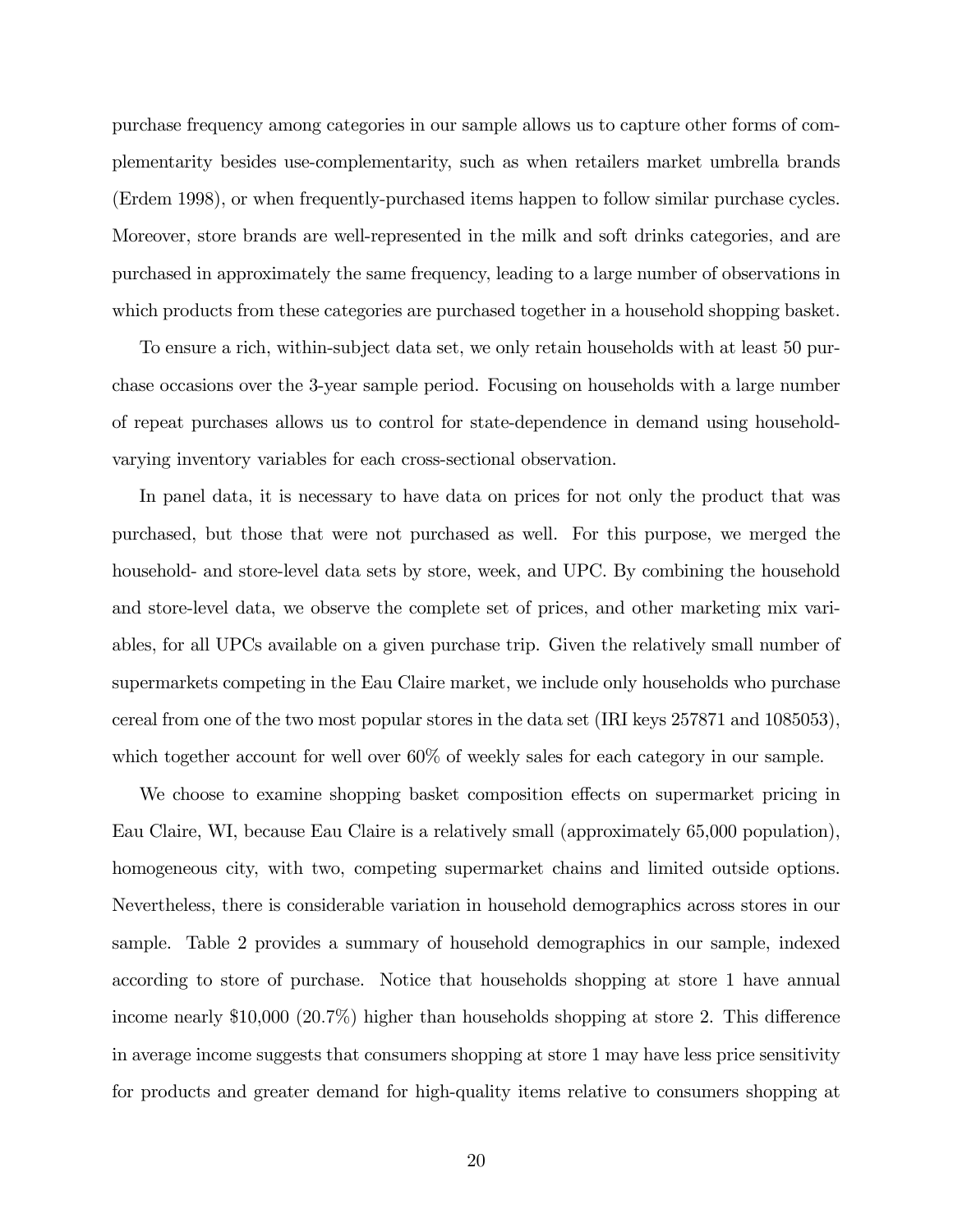purchase frequency among categories in our sample allows us to capture other forms of complementarity besides use-complementarity, such as when retailers market umbrella brands (Erdem 1998), or when frequently-purchased items happen to follow similar purchase cycles. Moreover, store brands are well-represented in the milk and soft drinks categories, and are purchased in approximately the same frequency, leading to a large number of observations in which products from these categories are purchased together in a household shopping basket.

To ensure a rich, within-subject data set, we only retain households with at least 50 purchase occasions over the 3-year sample period. Focusing on households with a large number of repeat purchases allows us to control for state-dependence in demand using household-varying inventory variables for each cross-sectional observation.

In panel data, it is necessary to have data on prices for not only the product that was purchased, but those that were not purchased as well. For this purpose, we merged the household- and store-level data sets by store, week, and UPC. By combining the household and store-level data, we observe the complete set of prices, and other marketing mix variables, for all UPCs available on a given purchase trip. Given the relatively small number of supermarkets competing in the Eau Claire market, we include only households who purchase cereal from one of the two most popular stores in the data set (IRI keys 257871 and 1085053), which together account for well over 60% of weekly sales for each category in our sample.

We choose to examine shopping basket composition effects on supermarket pricing in Eau Claire, WI, because Eau Claire is a relatively small (approximately 65,000 population), homogeneous city, with two, competing supermarket chains and limited outside options. Nevertheless, there is considerable variation in household demographics across stores in our sample. Table 2 provides a summary of household demographics in our sample, indexed according to store of purchase. Notice that households shopping at store 1 have annual income nearly $10,000 (20.7%) higher than households shopping at store 2. This difference in average income suggests that consumers shopping at store 1 may have less price sensitivity for products and greater demand for high-quality items relative to consumers shopping at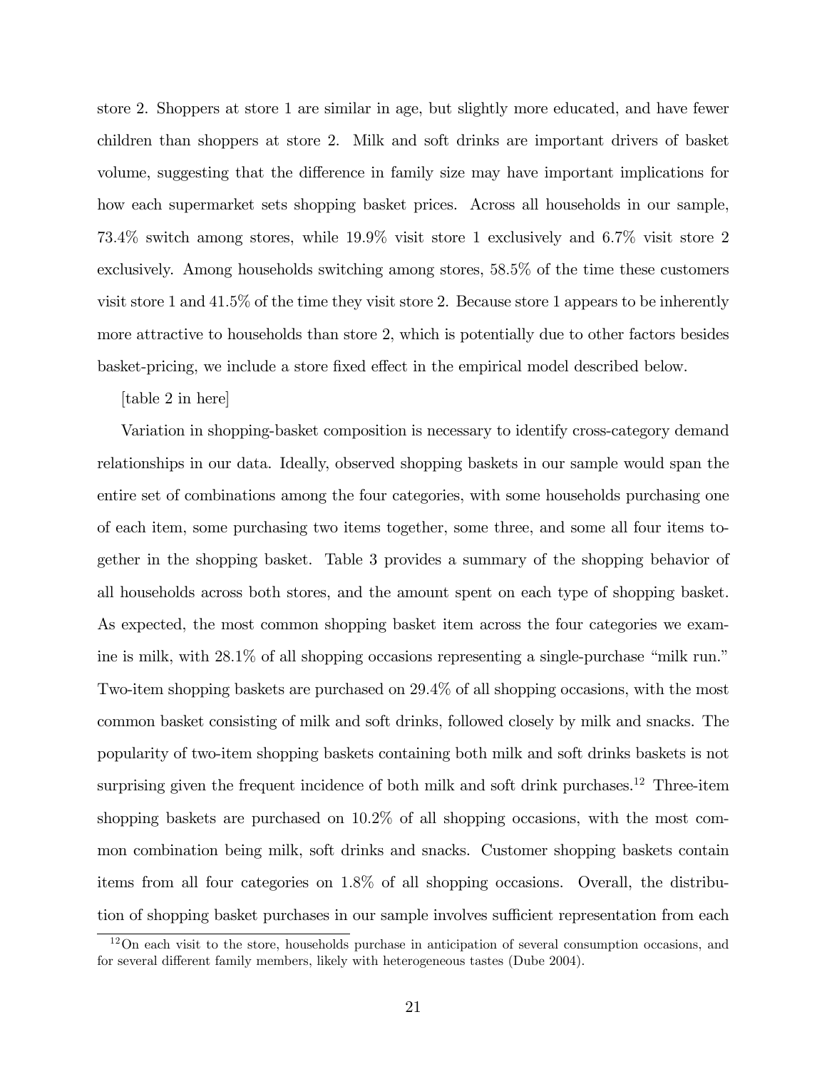store 2. Shoppers at store 1 are similar in age, but slightly more educated, and have fewer children than shoppers at store 2. Milk and soft drinks are important drivers of basket volume, suggesting that the difference in family size may have important implications for how each supermarket sets shopping basket prices. Across all households in our sample, 73.4% switch among stores, while 19.9% visit store 1 exclusively and 6.7% visit store 2 exclusively. Among households switching among stores, 58.5% of the time these customers visit store 1 and 41.5% of the time they visit store 2. Because store 1 appears to be inherently more attractive to households than store 2, which is potentially due to other factors besides basket-pricing, we include a store fixed effect in the empirical model described below.

[table 2 in here]

Variation in shopping-basket composition is necessary to identify cross-category demand relationships in our data. Ideally, observed shopping baskets in our sample would span the entire set of combinations among the four categories, with some households purchasing one of each item, some purchasing two items together, some three, and some all four items together in the shopping basket. Table 3 provides a summary of the shopping behavior of all households across both stores, and the amount spent on each type of shopping basket. As expected, the most common shopping basket item across the four categories we examine is milk, with 28.1% of all shopping occasions representing a single-purchase "milk run." Two-item shopping baskets are purchased on 29.4% of all shopping occasions, with the most common basket consisting of milk and soft drinks, followed closely by milk and snacks. The popularity of two-item shopping baskets containing both milk and soft drinks baskets is not surprising given the frequent incidence of both milk and soft drink purchases.[12] Three-item shopping baskets are purchased on 10.2% of all shopping occasions, with the most common combination being milk, soft drinks and snacks. Customer shopping baskets contain items from all four categories on 1.8% of all shopping occasions. Overall, the distribution of shopping basket purchases in our sample involves sufficient representation from each

[12] On each visit to the store, households purchase in anticipation of several consumption occasions, and for several different family members, likely with heterogeneous tastes (Dube 2004).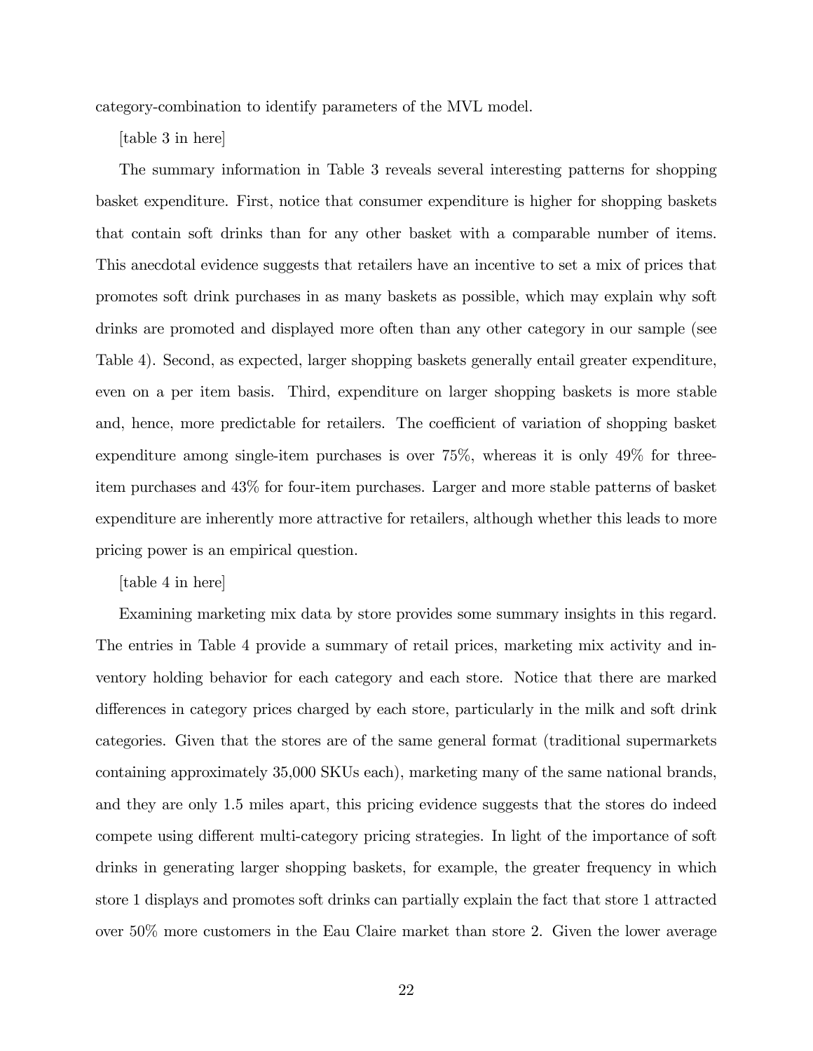category-combination to identify parameters of the MVL model.

[table 3 in here]

The summary information in Table 3 reveals several interesting patterns for shopping basket expenditure. First, notice that consumer expenditure is higher for shopping baskets that contain soft drinks than for any other basket with a comparable number of items. This anecdotal evidence suggests that retailers have an incentive to set a mix of prices that promotes soft drink purchases in as many baskets as possible, which may explain why soft drinks are promoted and displayed more often than any other category in our sample (see Table 4). Second, as expected, larger shopping baskets generally entail greater expenditure, even on a per item basis. Third, expenditure on larger shopping baskets is more stable and, hence, more predictable for retailers. The coefficient of variation of shopping basket expenditure among single-item purchases is over 75%, whereas it is only 49% for three-item purchases and 43% for four-item purchases. Larger and more stable patterns of basket expenditure are inherently more attractive for retailers, although whether this leads to more pricing power is an empirical question.

[table 4 in here]

Examining marketing mix data by store provides some summary insights in this regard. The entries in Table 4 provide a summary of retail prices, marketing mix activity and inventory holding behavior for each category and each store. Notice that there are marked differences in category prices charged by each store, particularly in the milk and soft drink categories. Given that the stores are of the same general format (traditional supermarkets containing approximately 35,000 SKUs each), marketing many of the same national brands, and they are only 1.5 miles apart, this pricing evidence suggests that the stores do indeed compete using different multi-category pricing strategies. In light of the importance of soft drinks in generating larger shopping baskets, for example, the greater frequency in which store 1 displays and promotes soft drinks can partially explain the fact that store 1 attracted over 50% more customers in the Eau Claire market than store 2. Given the lower average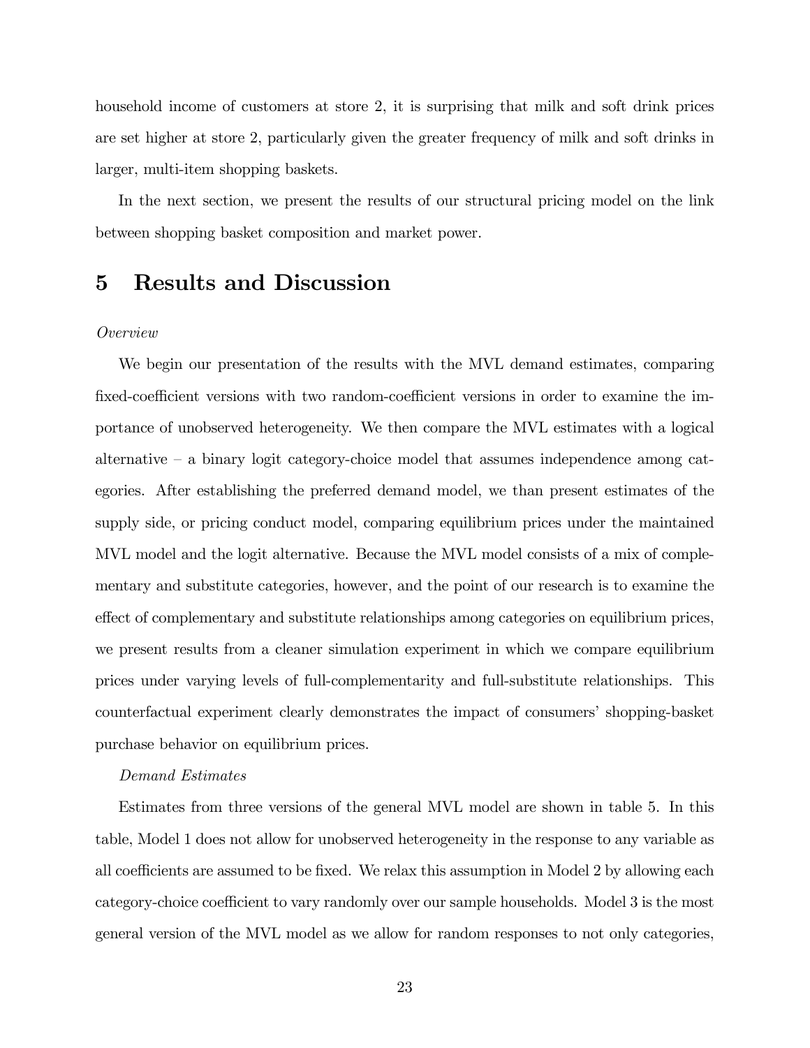household income of customers at store 2, it is surprising that milk and soft drink prices are set higher at store 2, particularly given the greater frequency of milk and soft drinks in larger, multi-item shopping baskets.

In the next section, we present the results of our structural pricing model on the link between shopping basket composition and market power.

# 5 Results and Discussion

*Overview*

We begin our presentation of the results with the MVL demand estimates, comparing fixed-coefficient versions with two random-coefficient versions in order to examine the importance of unobserved heterogeneity. We then compare the MVL estimates with a logical alternative – a binary logit category-choice model that assumes independence among categories. After establishing the preferred demand model, we than present estimates of the supply side, or pricing conduct model, comparing equilibrium prices under the maintained MVL model and the logit alternative. Because the MVL model consists of a mix of complementary and substitute categories, however, and the point of our research is to examine the effect of complementary and substitute relationships among categories on equilibrium prices, we present results from a cleaner simulation experiment in which we compare equilibrium prices under varying levels of full-complementarity and full-substitute relationships. This counterfactual experiment clearly demonstrates the impact of consumers' shopping-basket purchase behavior on equilibrium prices.

*Demand Estimates*

Estimates from three versions of the general MVL model are shown in table 5. In this table, Model 1 does not allow for unobserved heterogeneity in the response to any variable as all coefficients are assumed to be fixed. We relax this assumption in Model 2 by allowing each category-choice coefficient to vary randomly over our sample households. Model 3 is the most general version of the MVL model as we allow for random responses to not only categories,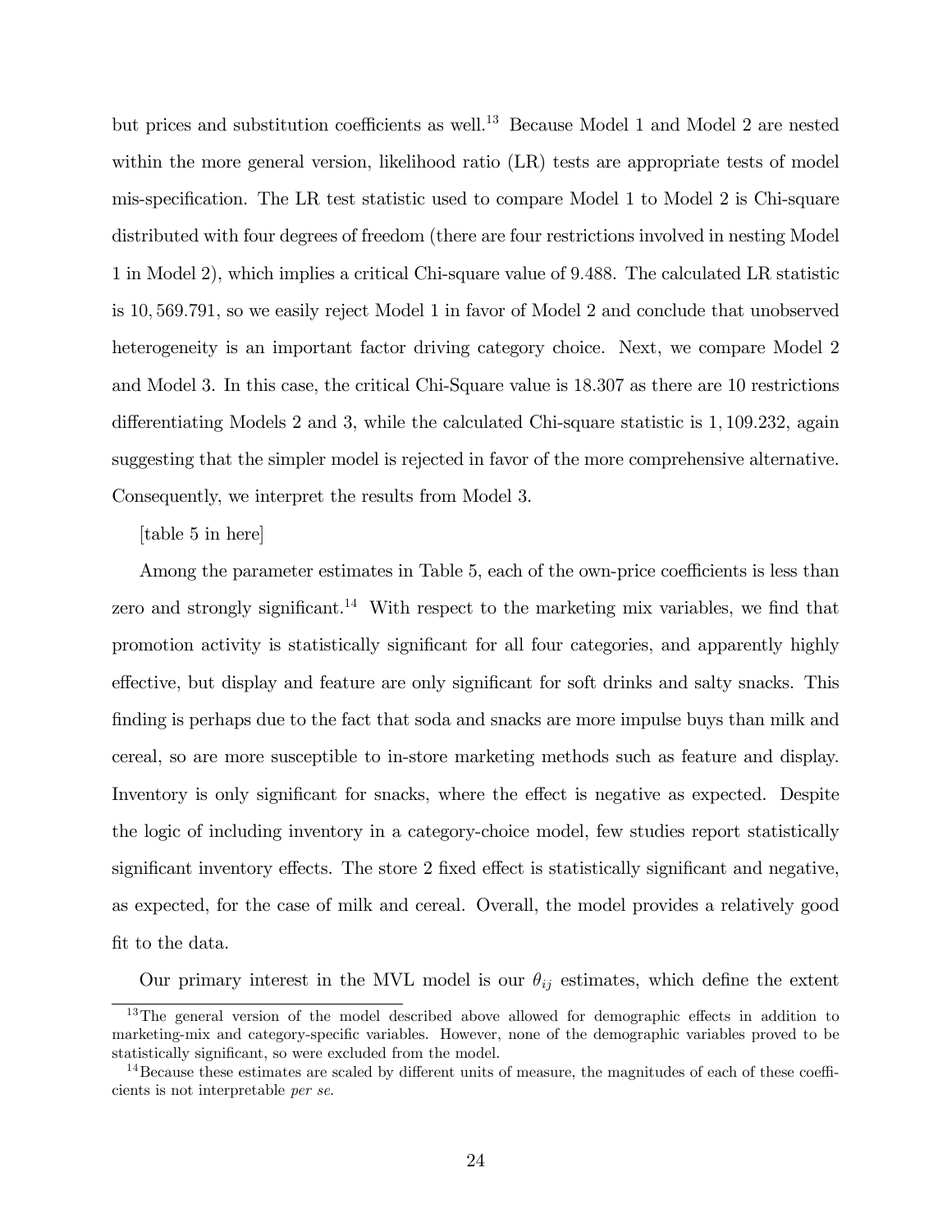but prices and substitution coefficients as well.[13] Because Model 1 and Model 2 are nested within the more general version, likelihood ratio (LR) tests are appropriate tests of model mis-specification. The LR test statistic used to compare Model 1 to Model 2 is Chi-square distributed with four degrees of freedom (there are four restrictions involved in nesting Model 1 in Model 2), which implies a critical Chi-square value of 9.488. The calculated LR statistic is 10, 569.791, so we easily reject Model 1 in favor of Model 2 and conclude that unobserved heterogeneity is an important factor driving category choice. Next, we compare Model 2 and Model 3. In this case, the critical Chi-Square value is 18.307 as there are 10 restrictions differentiating Models 2 and 3, while the calculated Chi-square statistic is 1, 109.232, again suggesting that the simpler model is rejected in favor of the more comprehensive alternative. Consequently, we interpret the results from Model 3.

[table 5 in here]

Among the parameter estimates in Table 5, each of the own-price coefficients is less than zero and strongly significant.[14] With respect to the marketing mix variables, we find that promotion activity is statistically significant for all four categories, and apparently highly effective, but display and feature are only significant for soft drinks and salty snacks. This finding is perhaps due to the fact that soda and snacks are more impulse buys than milk and cereal, so are more susceptible to in-store marketing methods such as feature and display. Inventory is only significant for snacks, where the effect is negative as expected. Despite the logic of including inventory in a category-choice model, few studies report statistically significant inventory effects. The store 2 fixed effect is statistically significant and negative, as expected, for the case of milk and cereal. Overall, the model provides a relatively good fit to the data.

Our primary interest in the MVL model is our $\theta_{ij}$ estimates, which define the extent

[13] The general version of the model described above allowed for demographic effects in addition to marketing-mix and category-specific variables. However, none of the demographic variables proved to be statistically significant, so were excluded from the model.

[14] Because these estimates are scaled by different units of measure, the magnitudes of each of these coefficients is not interpretable *per se*.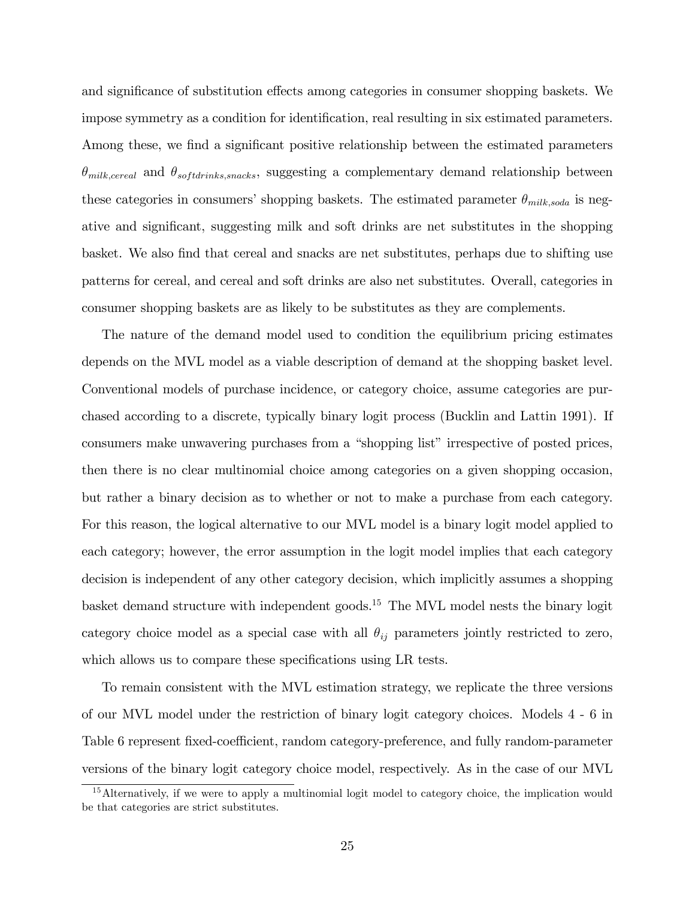and significance of substitution effects among categories in consumer shopping baskets. We impose symmetry as a condition for identification, real resulting in six estimated parameters. Among these, we find a significant positive relationship between the estimated parameters $\theta_{milk,cereal}$ and $\theta_{softdrinks,snacks}$, suggesting a complementary demand relationship between these categories in consumers' shopping baskets. The estimated parameter $\theta_{milk,soda}$ is negative and significant, suggesting milk and soft drinks are net substitutes in the shopping basket. We also find that cereal and snacks are net substitutes, perhaps due to shifting use patterns for cereal, and cereal and soft drinks are also net substitutes. Overall, categories in consumer shopping baskets are as likely to be substitutes as they are complements.

The nature of the demand model used to condition the equilibrium pricing estimates depends on the MVL model as a viable description of demand at the shopping basket level. Conventional models of purchase incidence, or category choice, assume categories are purchased according to a discrete, typically binary logit process (Bucklin and Lattin 1991). If consumers make unwavering purchases from a "shopping list" irrespective of posted prices, then there is no clear multinomial choice among categories on a given shopping occasion, but rather a binary decision as to whether or not to make a purchase from each category. For this reason, the logical alternative to our MVL model is a binary logit model applied to each category; however, the error assumption in the logit model implies that each category decision is independent of any other category decision, which implicitly assumes a shopping basket demand structure with independent goods.[15] The MVL model nests the binary logit category choice model as a special case with all $\theta_{ij}$ parameters jointly restricted to zero, which allows us to compare these specifications using LR tests.

To remain consistent with the MVL estimation strategy, we replicate the three versions of our MVL model under the restriction of binary logit category choices. Models 4 - 6 in Table 6 represent fixed-coefficient, random category-preference, and fully random-parameter versions of the binary logit category choice model, respectively. As in the case of our MVL

[15] Alternatively, if we were to apply a multinomial logit model to category choice, the implication would be that categories are strict substitutes.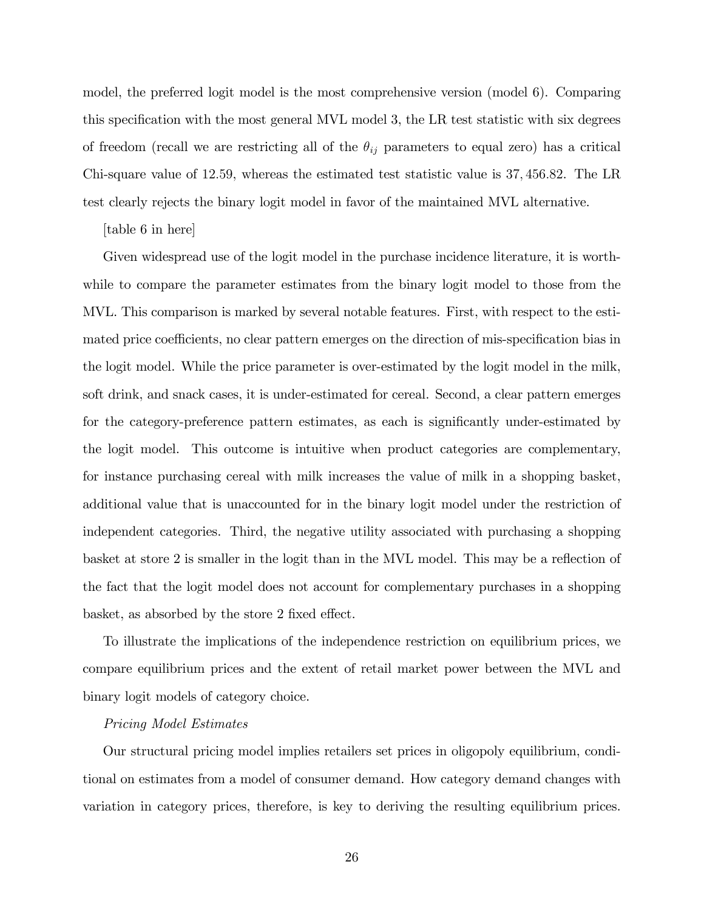model, the preferred logit model is the most comprehensive version (model 6). Comparing this specification with the most general MVL model 3, the LR test statistic with six degrees of freedom (recall we are restricting all of the $\theta_{ij}$ parameters to equal zero) has a critical Chi-square value of 12.59, whereas the estimated test statistic value is $37,456.82$. The LR test clearly rejects the binary logit model in favor of the maintained MVL alternative.

[table 6 in here]

Given widespread use of the logit model in the purchase incidence literature, it is worthwhile to compare the parameter estimates from the binary logit model to those from the MVL. This comparison is marked by several notable features. First, with respect to the estimated price coefficients, no clear pattern emerges on the direction of mis-specification bias in the logit model. While the price parameter is over-estimated by the logit model in the milk, soft drink, and snack cases, it is under-estimated for cereal. Second, a clear pattern emerges for the category-preference pattern estimates, as each is significantly under-estimated by the logit model. This outcome is intuitive when product categories are complementary, for instance purchasing cereal with milk increases the value of milk in a shopping basket, additional value that is unaccounted for in the binary logit model under the restriction of independent categories. Third, the negative utility associated with purchasing a shopping basket at store 2 is smaller in the logit than in the MVL model. This may be a reflection of the fact that the logit model does not account for complementary purchases in a shopping basket, as absorbed by the store 2 fixed effect.

To illustrate the implications of the independence restriction on equilibrium prices, we compare equilibrium prices and the extent of retail market power between the MVL and binary logit models of category choice.

*Pricing Model Estimates*

Our structural pricing model implies retailers set prices in oligopoly equilibrium, conditional on estimates from a model of consumer demand. How category demand changes with variation in category prices, therefore, is key to deriving the resulting equilibrium prices.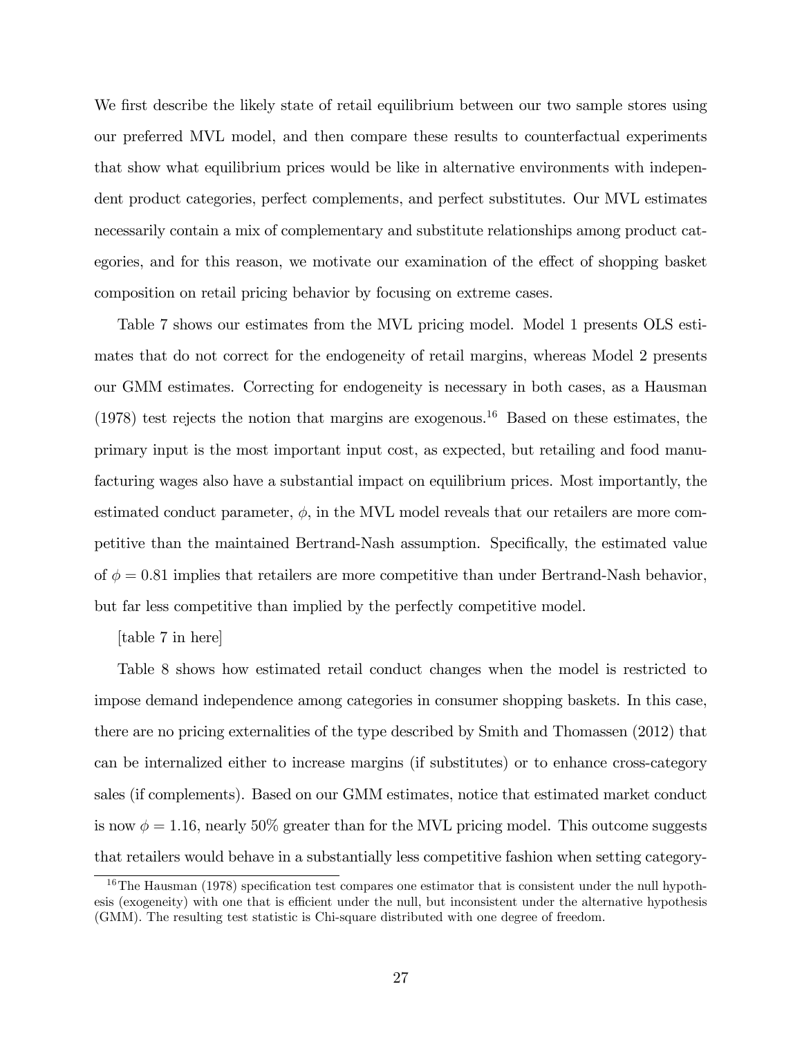We first describe the likely state of retail equilibrium between our two sample stores using our preferred MVL model, and then compare these results to counterfactual experiments that show what equilibrium prices would be like in alternative environments with independent product categories, perfect complements, and perfect substitutes. Our MVL estimates necessarily contain a mix of complementary and substitute relationships among product categories, and for this reason, we motivate our examination of the effect of shopping basket composition on retail pricing behavior by focusing on extreme cases.

Table 7 shows our estimates from the MVL pricing model. Model 1 presents OLS estimates that do not correct for the endogeneity of retail margins, whereas Model 2 presents our GMM estimates. Correcting for endogeneity is necessary in both cases, as a Hausman (1978) test rejects the notion that margins are exogenous.[16] Based on these estimates, the primary input is the most important input cost, as expected, but retailing and food manufacturing wages also have a substantial impact on equilibrium prices. Most importantly, the estimated conduct parameter, $\phi$, in the MVL model reveals that our retailers are more competitive than the maintained Bertrand-Nash assumption. Specifically, the estimated value of $\phi = 0.81$ implies that retailers are more competitive than under Bertrand-Nash behavior, but far less competitive than implied by the perfectly competitive model.

[table 7 in here]

Table 8 shows how estimated retail conduct changes when the model is restricted to impose demand independence among categories in consumer shopping baskets. In this case, there are no pricing externalities of the type described by Smith and Thomassen (2012) that can be internalized either to increase margins (if substitutes) or to enhance cross-category sales (if complements). Based on our GMM estimates, notice that estimated market conduct is now $\phi = 1.16$, nearly 50% greater than for the MVL pricing model. This outcome suggests that retailers would behave in a substantially less competitive fashion when setting category-

[16] The Hausman (1978) specification test compares one estimator that is consistent under the null hypothesis (exogeneity) with one that is efficient under the null, but inconsistent under the alternative hypothesis (GMM). The resulting test statistic is Chi-square distributed with one degree of freedom.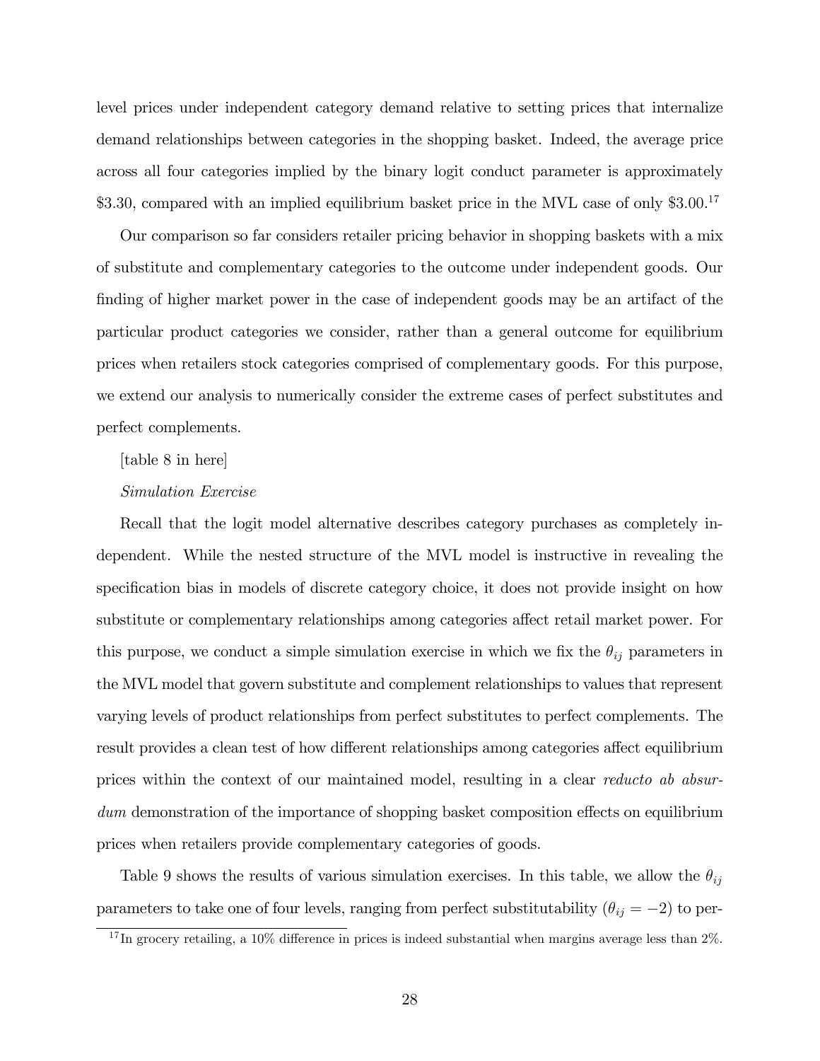level prices under independent category demand relative to setting prices that internalize demand relationships between categories in the shopping basket. Indeed, the average price across all four categories implied by the binary logit conduct parameter is approximately \$3.30, compared with an implied equilibrium basket price in the MVL case of only \$3.00.[17]

Our comparison so far considers retailer pricing behavior in shopping baskets with a mix of substitute and complementary categories to the outcome under independent goods. Our finding of higher market power in the case of independent goods may be an artifact of the particular product categories we consider, rather than a general outcome for equilibrium prices when retailers stock categories comprised of complementary goods. For this purpose, we extend our analysis to numerically consider the extreme cases of perfect substitutes and perfect complements.

[table 8 in here]

*Simulation Exercise*

Recall that the logit model alternative describes category purchases as completely independent. While the nested structure of the MVL model is instructive in revealing the specification bias in models of discrete category choice, it does not provide insight on how substitute or complementary relationships among categories affect retail market power. For this purpose, we conduct a simple simulation exercise in which we fix the $\theta_{ij}$ parameters in the MVL model that govern substitute and complement relationships to values that represent varying levels of product relationships from perfect substitutes to perfect complements. The result provides a clean test of how different relationships among categories affect equilibrium prices within the context of our maintained model, resulting in a clear *reducto ab absurdum* demonstration of the importance of shopping basket composition effects on equilibrium prices when retailers provide complementary categories of goods.

Table 9 shows the results of various simulation exercises. In this table, we allow the $\theta_{ij}$ parameters to take one of four levels, ranging from perfect substitutability ($\theta_{ij} = -2$) to per-

[17] In grocery retailing, a 10% difference in prices is indeed substantial when margins average less than 2%.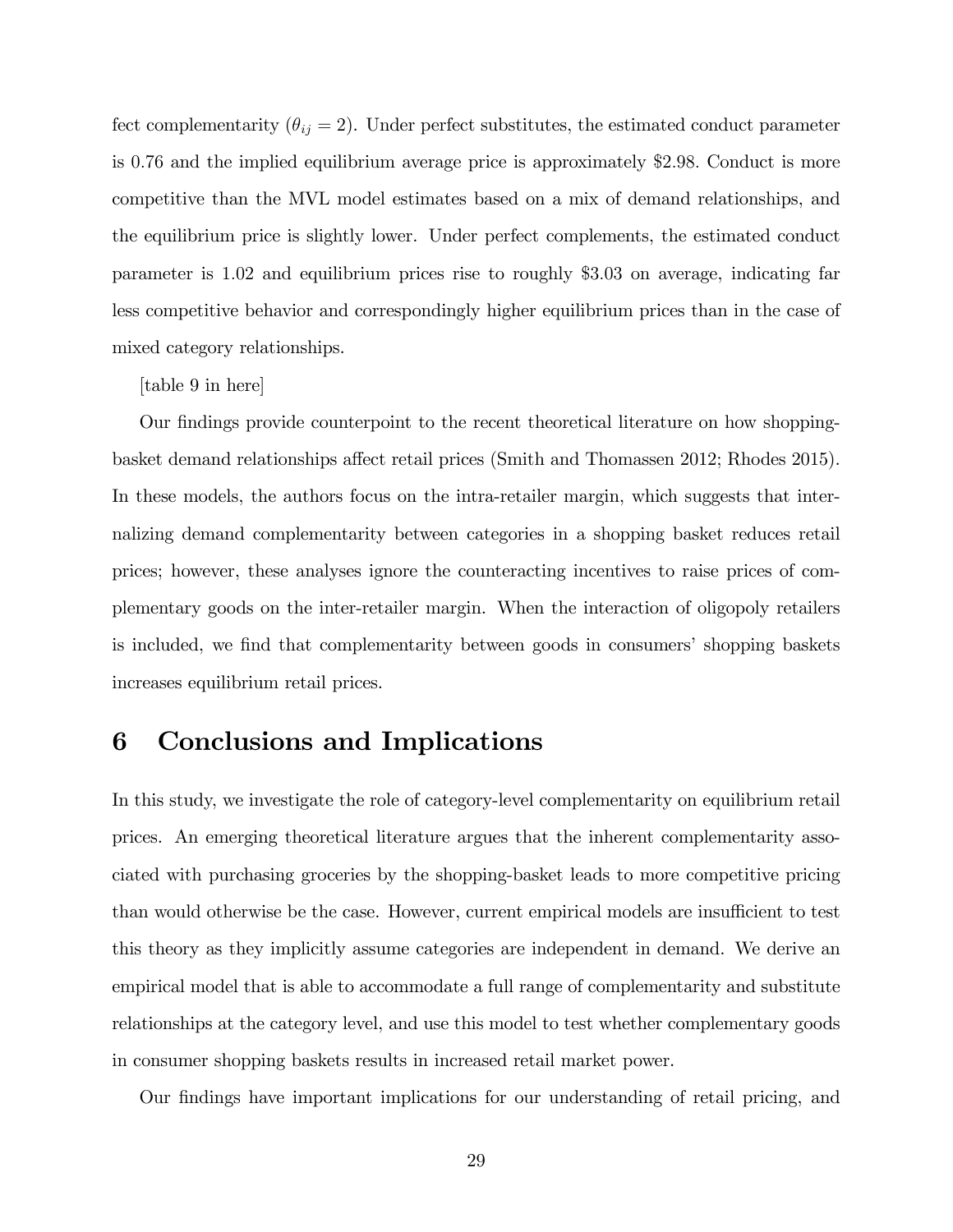fect complementarity ($\theta_{ij} = 2$). Under perfect substitutes, the estimated conduct parameter is 0.76 and the implied equilibrium average price is approximately $2.98. Conduct is more competitive than the MVL model estimates based on a mix of demand relationships, and the equilibrium price is slightly lower. Under perfect complements, the estimated conduct parameter is 1.02 and equilibrium prices rise to roughly $3.03 on average, indicating far less competitive behavior and correspondingly higher equilibrium prices than in the case of mixed category relationships.

[table 9 in here]

Our findings provide counterpoint to the recent theoretical literature on how shopping-basket demand relationships affect retail prices (Smith and Thomassen 2012; Rhodes 2015). In these models, the authors focus on the intra-retailer margin, which suggests that internalizing demand complementarity between categories in a shopping basket reduces retail prices; however, these analyses ignore the counteracting incentives to raise prices of complementary goods on the inter-retailer margin. When the interaction of oligopoly retailers is included, we find that complementarity between goods in consumers' shopping baskets increases equilibrium retail prices.

# 6 Conclusions and Implications

In this study, we investigate the role of category-level complementarity on equilibrium retail prices. An emerging theoretical literature argues that the inherent complementarity associated with purchasing groceries by the shopping-basket leads to more competitive pricing than would otherwise be the case. However, current empirical models are insufficient to test this theory as they implicitly assume categories are independent in demand. We derive an empirical model that is able to accommodate a full range of complementarity and substitute relationships at the category level, and use this model to test whether complementary goods in consumer shopping baskets results in increased retail market power.

Our findings have important implications for our understanding of retail pricing, and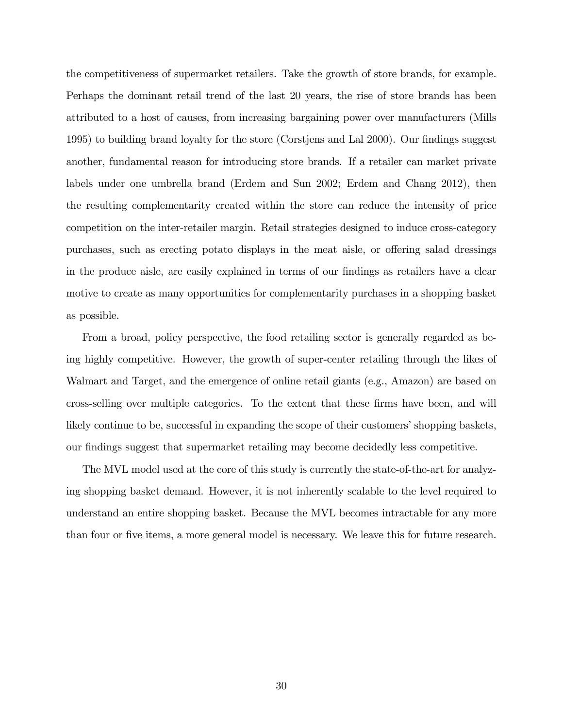the competitiveness of supermarket retailers. Take the growth of store brands, for example. Perhaps the dominant retail trend of the last 20 years, the rise of store brands has been attributed to a host of causes, from increasing bargaining power over manufacturers (Mills 1995) to building brand loyalty for the store (Corstjens and Lal 2000). Our findings suggest another, fundamental reason for introducing store brands. If a retailer can market private labels under one umbrella brand (Erdem and Sun 2002; Erdem and Chang 2012), then the resulting complementarity created within the store can reduce the intensity of price competition on the inter-retailer margin. Retail strategies designed to induce cross-category purchases, such as erecting potato displays in the meat aisle, or offering salad dressings in the produce aisle, are easily explained in terms of our findings as retailers have a clear motive to create as many opportunities for complementarity purchases in a shopping basket as possible.

From a broad, policy perspective, the food retailing sector is generally regarded as being highly competitive. However, the growth of super-center retailing through the likes of Walmart and Target, and the emergence of online retail giants (e.g., Amazon) are based on cross-selling over multiple categories. To the extent that these firms have been, and will likely continue to be, successful in expanding the scope of their customers' shopping baskets, our findings suggest that supermarket retailing may become decidedly less competitive.

The MVL model used at the core of this study is currently the state-of-the-art for analyzing shopping basket demand. However, it is not inherently scalable to the level required to understand an entire shopping basket. Because the MVL becomes intractable for any more than four or five items, a more general model is necessary. We leave this for future research.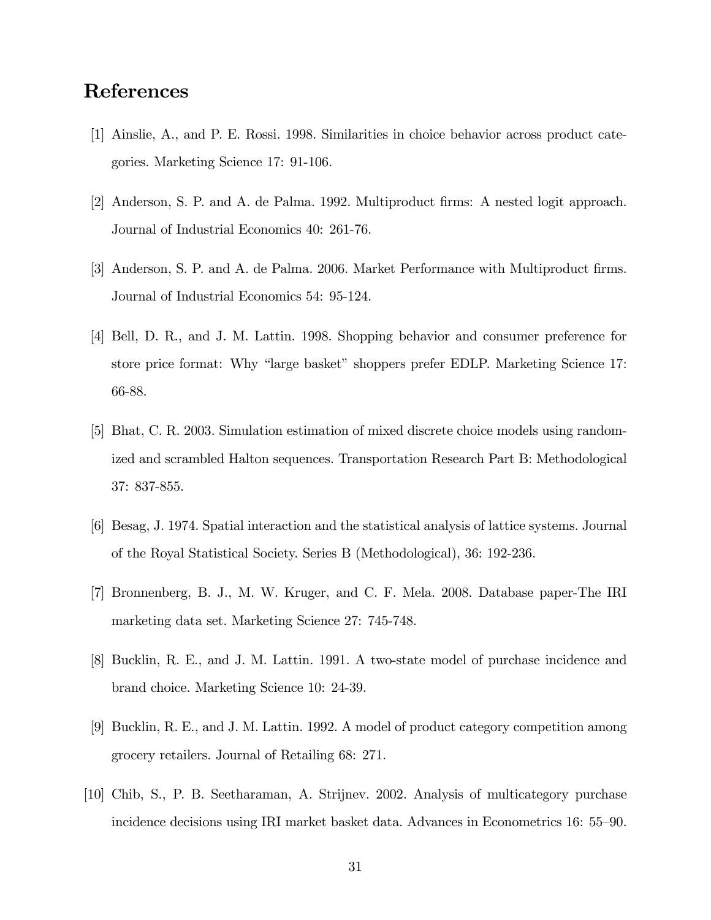# References

[1] Ainslie, A., and P. E. Rossi. 1998. Similarities in choice behavior across product categories. Marketing Science 17: 91-106.

[2] Anderson, S. P. and A. de Palma. 1992. Multiproduct firms: A nested logit approach. Journal of Industrial Economics 40: 261-76.

[3] Anderson, S. P. and A. de Palma. 2006. Market Performance with Multiproduct firms. Journal of Industrial Economics 54: 95-124.

[4] Bell, D. R., and J. M. Lattin. 1998. Shopping behavior and consumer preference for store price format: Why "large basket" shoppers prefer EDLP. Marketing Science 17: 66-88.

[5] Bhat, C. R. 2003. Simulation estimation of mixed discrete choice models using randomized and scrambled Halton sequences. Transportation Research Part B: Methodological 37: 837-855.

[6] Besag, J. 1974. Spatial interaction and the statistical analysis of lattice systems. Journal of the Royal Statistical Society. Series B (Methodological), 36: 192-236.

[7] Bronnenberg, B. J., M. W. Kruger, and C. F. Mela. 2008. Database paper-The IRI marketing data set. Marketing Science 27: 745-748.

[8] Bucklin, R. E., and J. M. Lattin. 1991. A two-state model of purchase incidence and brand choice. Marketing Science 10: 24-39.

[9] Bucklin, R. E., and J. M. Lattin. 1992. A model of product category competition among grocery retailers. Journal of Retailing 68: 271.

[10] Chib, S., P. B. Seetharaman, A. Strijnev. 2002. Analysis of multicategory purchase incidence decisions using IRI market basket data. Advances in Econometrics 16: 55–90.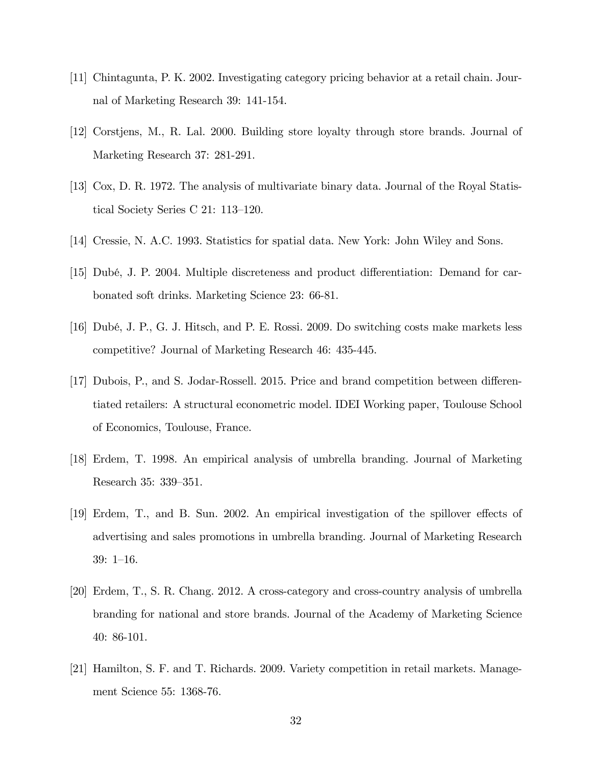[11] Chintagunta, P. K. 2002. Investigating category pricing behavior at a retail chain. Journal of Marketing Research 39: 141-154.

[12] Corstjens, M., R. Lal. 2000. Building store loyalty through store brands. Journal of Marketing Research 37: 281-291.

[13] Cox, D. R. 1972. The analysis of multivariate binary data. Journal of the Royal Statistical Society Series C 21: 113–120.

[14] Cressie, N. A.C. 1993. Statistics for spatial data. New York: John Wiley and Sons.

[15] Dubé, J. P. 2004. Multiple discreteness and product differentiation: Demand for carbonated soft drinks. Marketing Science 23: 66-81.

[16] Dubé, J. P., G. J. Hitsch, and P. E. Rossi. 2009. Do switching costs make markets less competitive? Journal of Marketing Research 46: 435-445.

[17] Dubois, P., and S. Jodar-Rossell. 2015. Price and brand competition between differentiated retailers: A structural econometric model. IDEI Working paper, Toulouse School of Economics, Toulouse, France.

[18] Erdem, T. 1998. An empirical analysis of umbrella branding. Journal of Marketing Research 35: 339–351.

[19] Erdem, T., and B. Sun. 2002. An empirical investigation of the spillover effects of advertising and sales promotions in umbrella branding. Journal of Marketing Research 39: 1–16.

[20] Erdem, T., S. R. Chang. 2012. A cross-category and cross-country analysis of umbrella branding for national and store brands. Journal of the Academy of Marketing Science 40: 86-101.

[21] Hamilton, S. F. and T. Richards. 2009. Variety competition in retail markets. Management Science 55: 1368-76.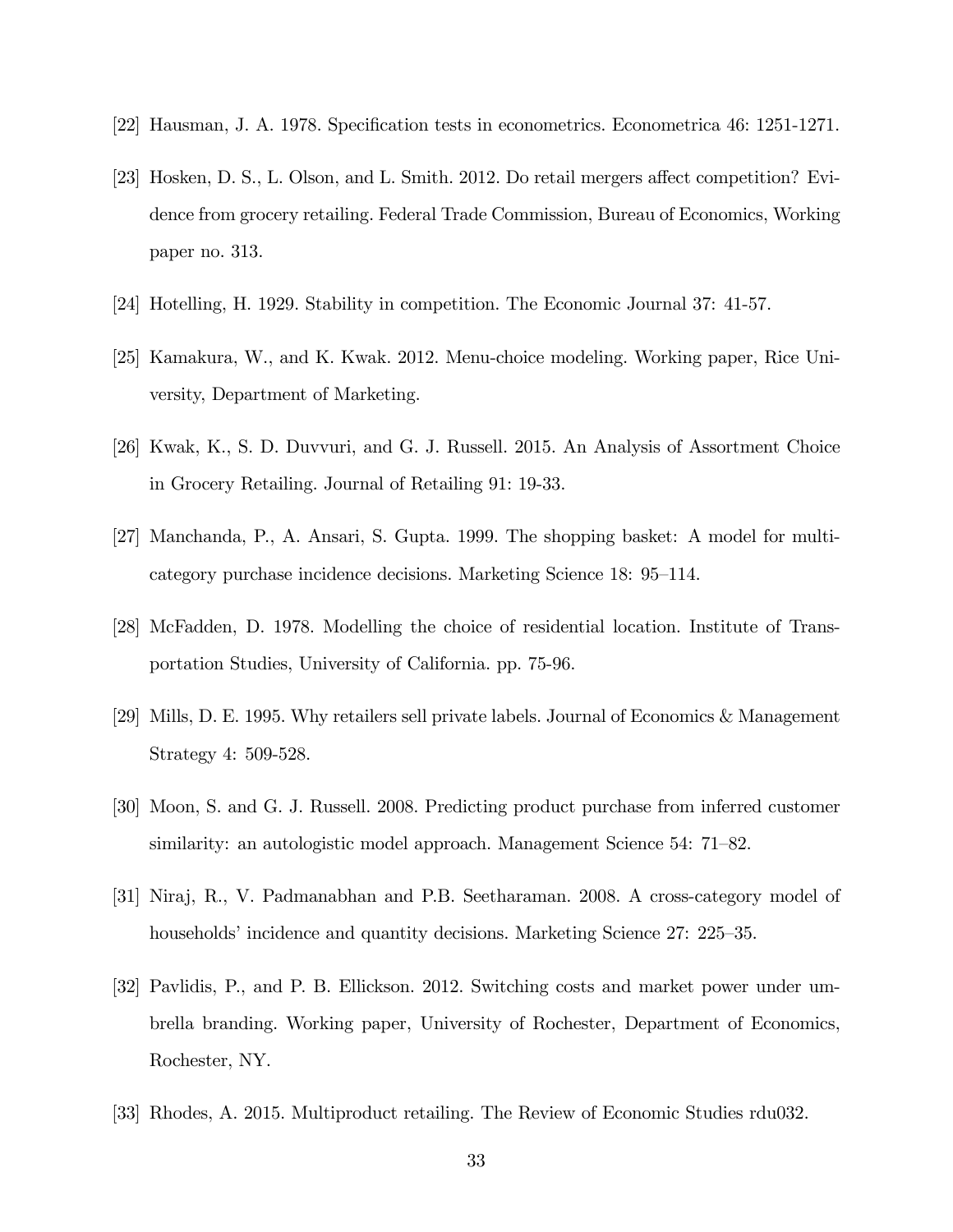[22] Hausman, J. A. 1978. Specification tests in econometrics. Econometrica 46: 1251-1271.

[23] Hosken, D. S., L. Olson, and L. Smith. 2012. Do retail mergers affect competition? Evidence from grocery retailing. Federal Trade Commission, Bureau of Economics, Working paper no. 313.

[24] Hotelling, H. 1929. Stability in competition. The Economic Journal 37: 41-57.

[25] Kamakura, W., and K. Kwak. 2012. Menu-choice modeling. Working paper, Rice University, Department of Marketing.

[26] Kwak, K., S. D. Duvvuri, and G. J. Russell. 2015. An Analysis of Assortment Choice in Grocery Retailing. Journal of Retailing 91: 19-33.

[27] Manchanda, P., A. Ansari, S. Gupta. 1999. The shopping basket: A model for multi-category purchase incidence decisions. Marketing Science 18: 95–114.

[28] McFadden, D. 1978. Modelling the choice of residential location. Institute of Transportation Studies, University of California. pp. 75-96.

[29] Mills, D. E. 1995. Why retailers sell private labels. Journal of Economics & Management Strategy 4: 509-528.

[30] Moon, S. and G. J. Russell. 2008. Predicting product purchase from inferred customer similarity: an autologistic model approach. Management Science 54: 71–82.

[31] Niraj, R., V. Padmanabhan and P.B. Seetharaman. 2008. A cross-category model of households' incidence and quantity decisions. Marketing Science 27: 225–35.

[32] Pavlidis, P., and P. B. Ellickson. 2012. Switching costs and market power under umbrella branding. Working paper, University of Rochester, Department of Economics, Rochester, NY.

[33] Rhodes, A. 2015. Multiproduct retailing. The Review of Economic Studies rdu032.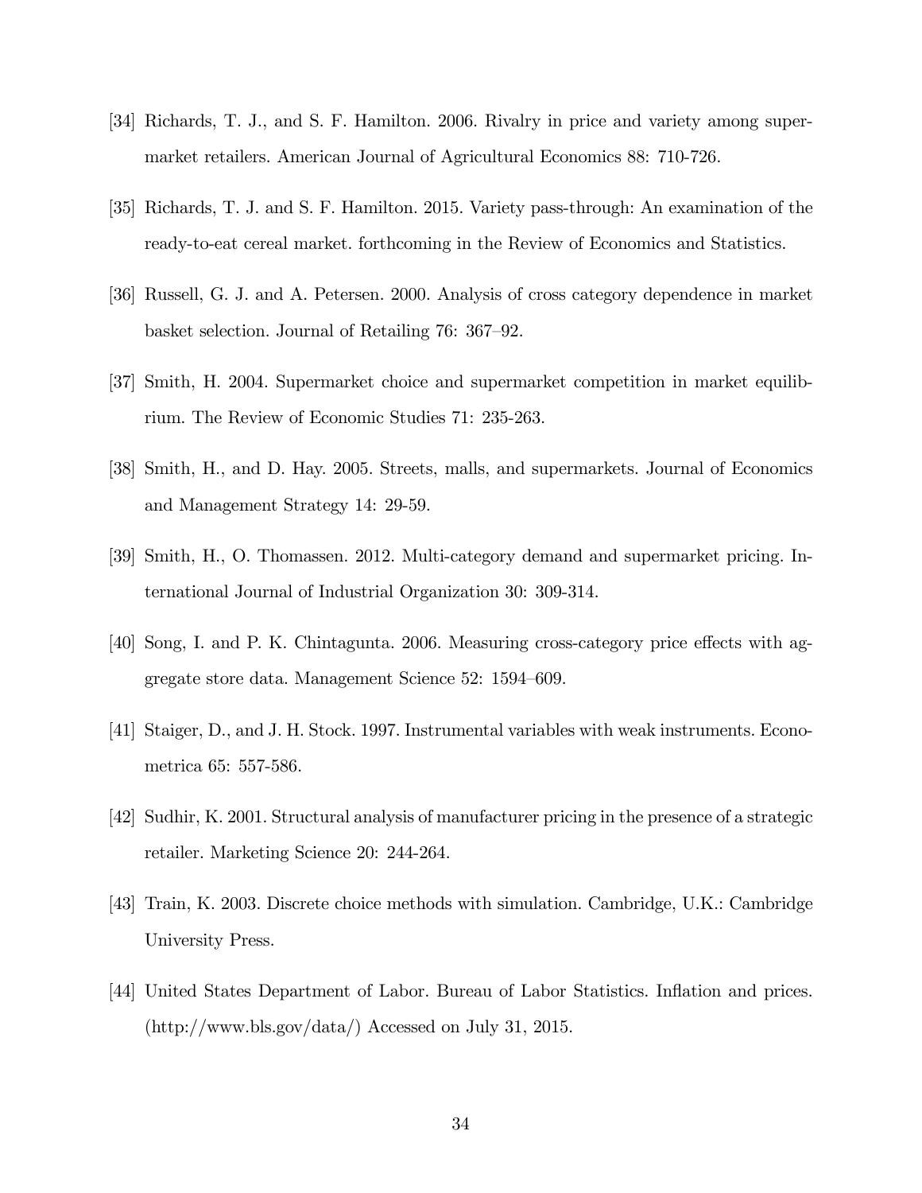[34] Richards, T. J., and S. F. Hamilton. 2006. Rivalry in price and variety among supermarket retailers. American Journal of Agricultural Economics 88: 710-726.

[35] Richards, T. J. and S. F. Hamilton. 2015. Variety pass-through: An examination of the ready-to-eat cereal market. forthcoming in the Review of Economics and Statistics.

[36] Russell, G. J. and A. Petersen. 2000. Analysis of cross category dependence in market basket selection. Journal of Retailing 76: 367–92.

[37] Smith, H. 2004. Supermarket choice and supermarket competition in market equilibrium. The Review of Economic Studies 71: 235-263.

[38] Smith, H., and D. Hay. 2005. Streets, malls, and supermarkets. Journal of Economics and Management Strategy 14: 29-59.

[39] Smith, H., O. Thomassen. 2012. Multi-category demand and supermarket pricing. International Journal of Industrial Organization 30: 309-314.

[40] Song, I. and P. K. Chintagunta. 2006. Measuring cross-category price effects with aggregate store data. Management Science 52: 1594–609.

[41] Staiger, D., and J. H. Stock. 1997. Instrumental variables with weak instruments. Econometrica 65: 557-586.

[42] Sudhir, K. 2001. Structural analysis of manufacturer pricing in the presence of a strategic retailer. Marketing Science 20: 244-264.

[43] Train, K. 2003. Discrete choice methods with simulation. Cambridge, U.K.: Cambridge University Press.

[44] United States Department of Labor. Bureau of Labor Statistics. Inflation and prices. (http://www.bls.gov/data/) Accessed on July 31, 2015.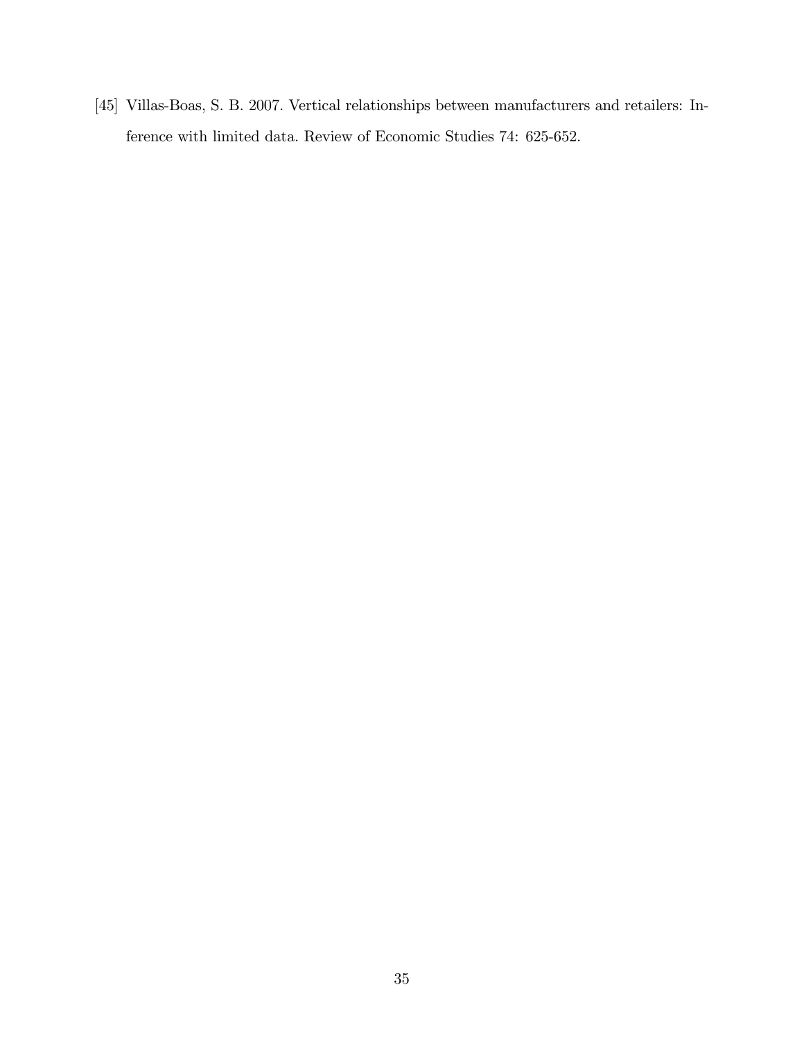[45] Villas-Boas, S. B. 2007. Vertical relationships between manufacturers and retailers: Inference with limited data. Review of Economic Studies 74: 625-652.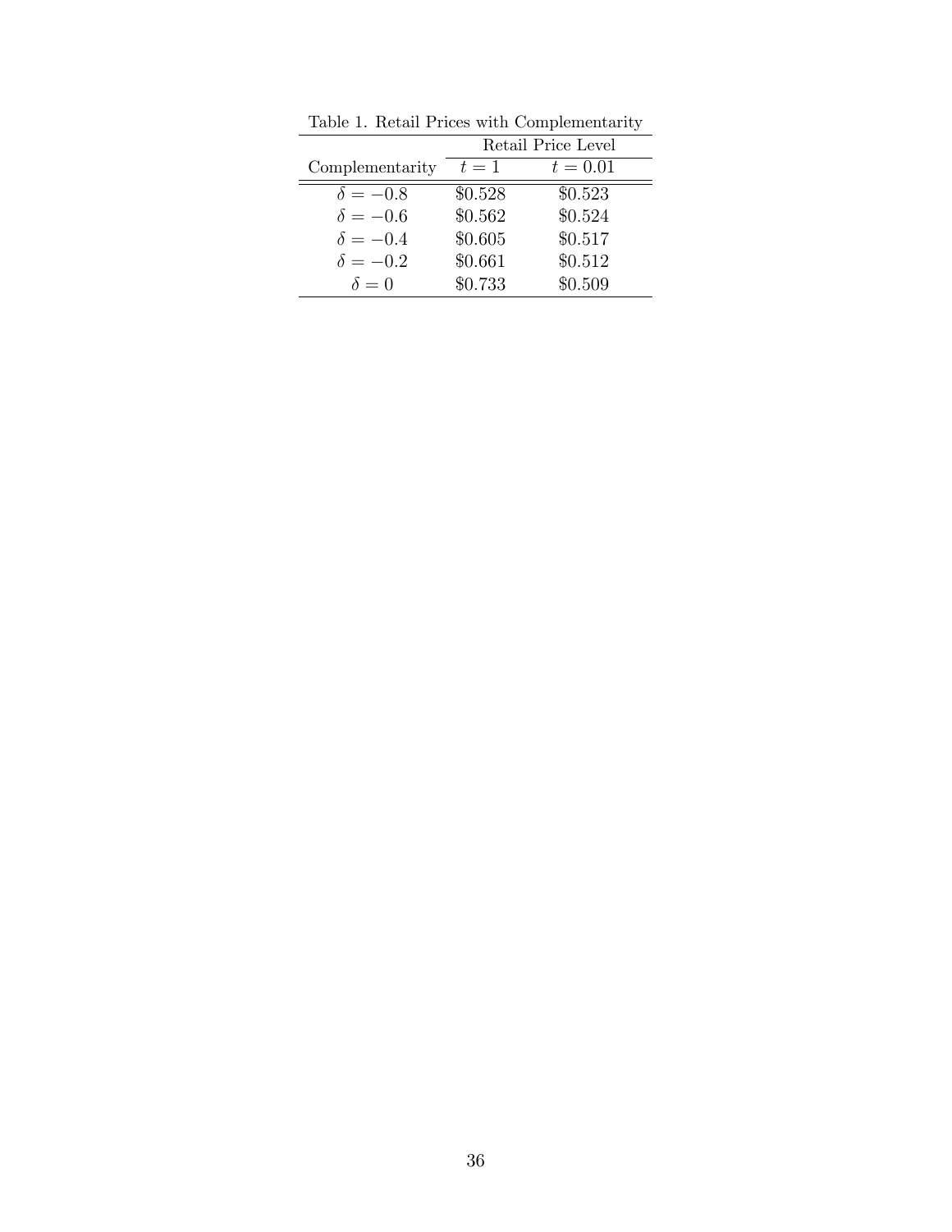Table 1. Retail Prices with Complementarity

| | Retail Price Level | |
|---|---|---|
| Complementarity | $t = 1$ | $t = 0.01$ |
| $\delta = -0.8$ | \$0.528 | \$0.523 |
| $\delta = -0.6$ | \$0.562 | \$0.524 |
| $\delta = -0.4$ | \$0.605 | \$0.517 |
| $\delta = -0.2$ | \$0.661 | \$0.512 |
| $\delta = 0$ | \$0.733 | \$0.509 |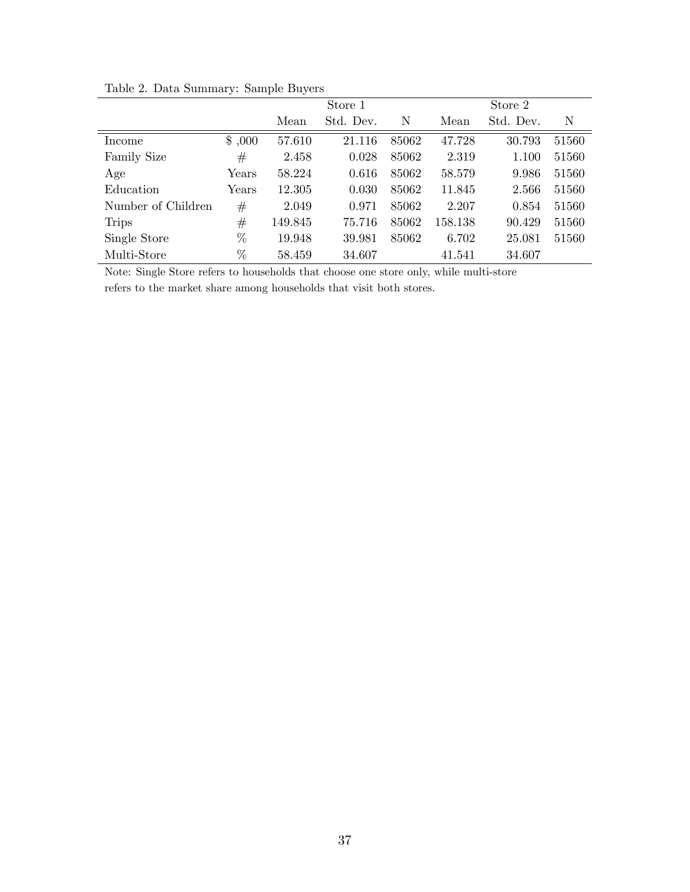Table 2. Data Summary: Sample Buyers

| | | Store 1 | | | Store 2 | | |
|---|---|---|---|---|---|---|---|
| | | Mean | Std. Dev. | N | Mean | Std. Dev. | N |
| Income | $ ,000 | 57.610 | 21.116 | 85062 | 47.728 | 30.793 | 51560 |
| Family Size | # | 2.458 | 0.028 | 85062 | 2.319 | 1.100 | 51560 |
| Age | Years | 58.224 | 0.616 | 85062 | 58.579 | 9.986 | 51560 |
| Education | Years | 12.305 | 0.030 | 85062 | 11.845 | 2.566 | 51560 |
| Number of Children | # | 2.049 | 0.971 | 85062 | 2.207 | 0.854 | 51560 |
| Trips | # | 149.845 | 75.716 | 85062 | 158.138 | 90.429 | 51560 |
| Single Store | % | 19.948 | 39.981 | 85062 | 6.702 | 25.081 | 51560 |
| Multi-Store | % | 58.459 | 34.607 | | 41.541 | 34.607 | |

Note: Single Store refers to households that choose one store only, while multi-store refers to the market share among households that visit both stores.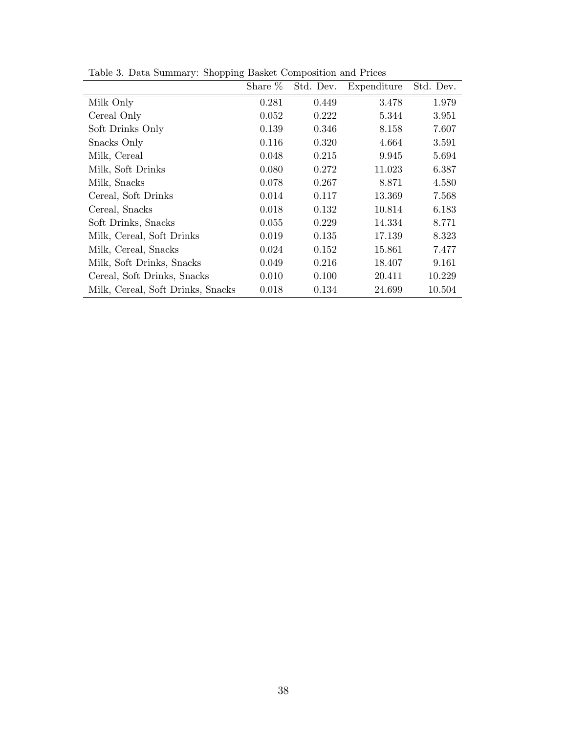Table 3. Data Summary: Shopping Basket Composition and Prices

| | Share % | Std. Dev. | Expenditure | Std. Dev. |
|---|---|---|---|---|
| Milk Only | 0.281 | 0.449 | 3.478 | 1.979 |
| Cereal Only | 0.052 | 0.222 | 5.344 | 3.951 |
| Soft Drinks Only | 0.139 | 0.346 | 8.158 | 7.607 |
| Snacks Only | 0.116 | 0.320 | 4.664 | 3.591 |
| Milk, Cereal | 0.048 | 0.215 | 9.945 | 5.694 |
| Milk, Soft Drinks | 0.080 | 0.272 | 11.023 | 6.387 |
| Milk, Snacks | 0.078 | 0.267 | 8.871 | 4.580 |
| Cereal, Soft Drinks | 0.014 | 0.117 | 13.369 | 7.568 |
| Cereal, Snacks | 0.018 | 0.132 | 10.814 | 6.183 |
| Soft Drinks, Snacks | 0.055 | 0.229 | 14.334 | 8.771 |
| Milk, Cereal, Soft Drinks | 0.019 | 0.135 | 17.139 | 8.323 |
| Milk, Cereal, Snacks | 0.024 | 0.152 | 15.861 | 7.477 |
| Milk, Soft Drinks, Snacks | 0.049 | 0.216 | 18.407 | 9.161 |
| Cereal, Soft Drinks, Snacks | 0.010 | 0.100 | 20.411 | 10.229 |
| Milk, Cereal, Soft Drinks, Snacks | 0.018 | 0.134 | 24.699 | 10.504 |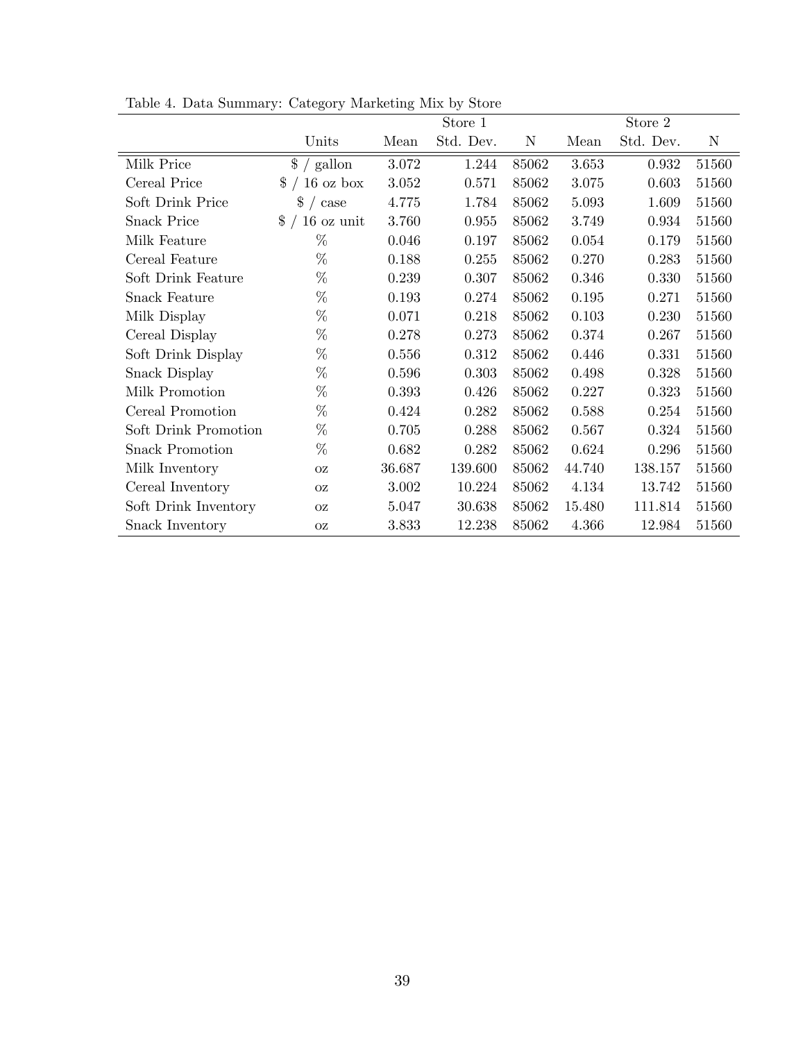Table 4. Data Summary: Category Marketing Mix by Store

| | | Store 1 | | | Store 2 | | |
|---|---|---|---|---|---|---|---|
| | Units | Mean | Std. Dev. | N | Mean | Std. Dev. | N |
| Milk Price | $ / gallon | 3.072 | 1.244 | 85062 | 3.653 | 0.932 | 51560 |
| Cereal Price | $ / 16 oz box | 3.052 | 0.571 | 85062 | 3.075 | 0.603 | 51560 |
| Soft Drink Price | $ / case | 4.775 | 1.784 | 85062 | 5.093 | 1.609 | 51560 |
| Snack Price | $ / 16 oz unit | 3.760 | 0.955 | 85062 | 3.749 | 0.934 | 51560 |
| Milk Feature | % | 0.046 | 0.197 | 85062 | 0.054 | 0.179 | 51560 |
| Cereal Feature | % | 0.188 | 0.255 | 85062 | 0.270 | 0.283 | 51560 |
| Soft Drink Feature | % | 0.239 | 0.307 | 85062 | 0.346 | 0.330 | 51560 |
| Snack Feature | % | 0.193 | 0.274 | 85062 | 0.195 | 0.271 | 51560 |
| Milk Display | % | 0.071 | 0.218 | 85062 | 0.103 | 0.230 | 51560 |
| Cereal Display | % | 0.278 | 0.273 | 85062 | 0.374 | 0.267 | 51560 |
| Soft Drink Display | % | 0.556 | 0.312 | 85062 | 0.446 | 0.331 | 51560 |
| Snack Display | % | 0.596 | 0.303 | 85062 | 0.498 | 0.328 | 51560 |
| Milk Promotion | % | 0.393 | 0.426 | 85062 | 0.227 | 0.323 | 51560 |
| Cereal Promotion | % | 0.424 | 0.282 | 85062 | 0.588 | 0.254 | 51560 |
| Soft Drink Promotion | % | 0.705 | 0.288 | 85062 | 0.567 | 0.324 | 51560 |
| Snack Promotion | % | 0.682 | 0.282 | 85062 | 0.624 | 0.296 | 51560 |
| Milk Inventory | oz | 36.687 | 139.600 | 85062 | 44.740 | 138.157 | 51560 |
| Cereal Inventory | oz | 3.002 | 10.224 | 85062 | 4.134 | 13.742 | 51560 |
| Soft Drink Inventory | oz | 5.047 | 30.638 | 85062 | 15.480 | 111.814 | 51560 |
| Snack Inventory | oz | 3.833 | 12.238 | 85062 | 4.366 | 12.984 | 51560 |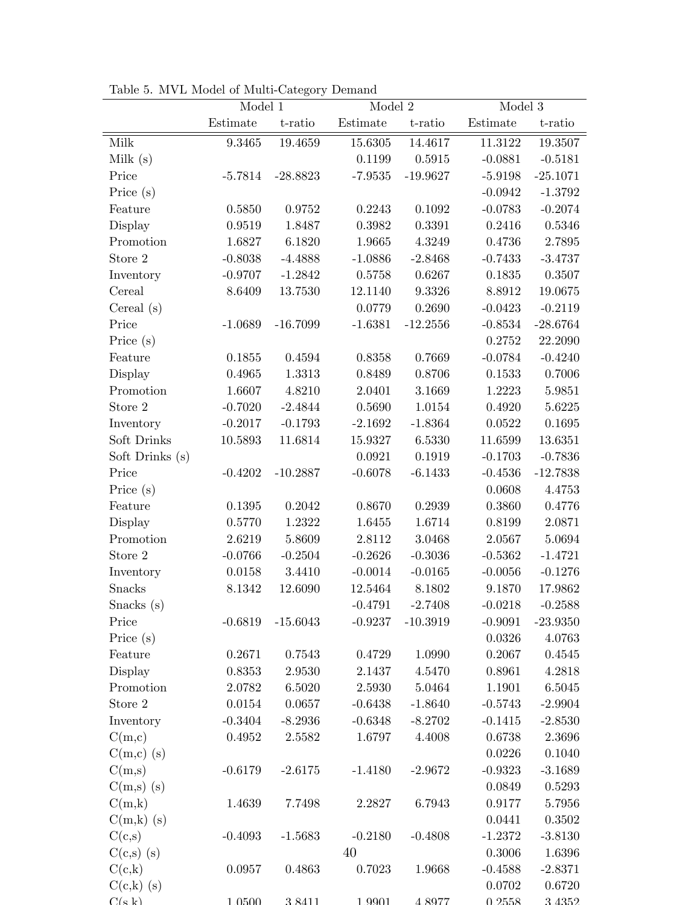Table 5. MVL Model of Multi-Category Demand

| | Model 1 | | Model 2 | | Model 3 | |
|---|---|---|---|---|---|---|
| | Estimate | t-ratio | Estimate | t-ratio | Estimate | t-ratio |
| Milk | 9.3465 | 19.4659 | 15.6305 | 14.4617 | 11.3122 | 19.3507 |
| Milk (s) | | | 0.1199 | 0.5915 | -0.0881 | -0.5181 |
| Price | -5.7814 | -28.8823 | -7.9535 | -19.9627 | -5.9198 | -25.1071 |
| Price (s) | | | | | -0.0942 | -1.3792 |
| Feature | 0.5850 | 0.9752 | 0.2243 | 0.1092 | -0.0783 | -0.2074 |
| Display | 0.9519 | 1.8487 | 0.3982 | 0.3391 | 0.2416 | 0.5346 |
| Promotion | 1.6827 | 6.1820 | 1.9665 | 4.3249 | 0.4736 | 2.7895 |
| Store 2 | -0.8038 | -4.4888 | -1.0886 | -2.8468 | -0.7433 | -3.4737 |
| Inventory | -0.9707 | -1.2842 | 0.5758 | 0.6267 | 0.1835 | 0.3507 |
| Cereal | 8.6409 | 13.7530 | 12.1140 | 9.3326 | 8.8912 | 19.0675 |
| Cereal (s) | | | 0.0779 | 0.2690 | -0.0423 | -0.2119 |
| Price | -1.0689 | -16.7099 | -1.6381 | -12.2556 | -0.8534 | -28.6764 |
| Price (s) | | | | | 0.2752 | 22.2090 |
| Feature | 0.1855 | 0.4594 | 0.8358 | 0.7669 | -0.0784 | -0.4240 |
| Display | 0.4965 | 1.3313 | 0.8489 | 0.8706 | 0.1533 | 0.7006 |
| Promotion | 1.6607 | 4.8210 | 2.0401 | 3.1669 | 1.2223 | 5.9851 |
| Store 2 | -0.7020 | -2.4844 | 0.5690 | 1.0154 | 0.4920 | 5.6225 |
| Inventory | -0.2017 | -0.1793 | -2.1692 | -1.8364 | 0.0522 | 0.1695 |
| Soft Drinks | 10.5893 | 11.6814 | 15.9327 | 6.5330 | 11.6599 | 13.6351 |
| Soft Drinks (s) | | | 0.0921 | 0.1919 | -0.1703 | -0.7836 |
| Price | -0.4202 | -10.2887 | -0.6078 | -6.1433 | -0.4536 | -12.7838 |
| Price (s) | | | | | 0.0608 | 4.4753 |
| Feature | 0.1395 | 0.2042 | 0.8670 | 0.2939 | 0.3860 | 0.4776 |
| Display | 0.5770 | 1.2322 | 1.6455 | 1.6714 | 0.8199 | 2.0871 |
| Promotion | 2.6219 | 5.8609 | 2.8112 | 3.0468 | 2.0567 | 5.0694 |
| Store 2 | -0.0766 | -0.2504 | -0.2626 | -0.3036 | -0.5362 | -1.4721 |
| Inventory | 0.0158 | 3.4410 | -0.0014 | -0.0165 | -0.0056 | -0.1276 |
| Snacks | 8.1342 | 12.6090 | 12.5464 | 8.1802 | 9.1870 | 17.9862 |
| Snacks (s) | | | -0.4791 | -2.7408 | -0.0218 | -0.2588 |
| Price | -0.6819 | -15.6043 | -0.9237 | -10.3919 | -0.9091 | -23.9350 |
| Price (s) | | | | | 0.0326 | 4.0763 |
| Feature | 0.2671 | 0.7543 | 0.4729 | 1.0990 | 0.2067 | 0.4545 |
| Display | 0.8353 | 2.9530 | 2.1437 | 4.5470 | 0.8961 | 4.2818 |
| Promotion | 2.0782 | 6.5020 | 2.5930 | 5.0464 | 1.1901 | 6.5045 |
| Store 2 | 0.0154 | 0.0657 | -0.6438 | -1.8640 | -0.5743 | -2.9904 |
| Inventory | -0.3404 | -8.2936 | -0.6348 | -8.2702 | -0.1415 | -2.8530 |
| C(m,c) | 0.4952 | 2.5582 | 1.6797 | 4.4008 | 0.6738 | 2.3696 |
| C(m,c) (s) | | | | | 0.0226 | 0.1040 |
| C(m,s) | -0.6179 | -2.6175 | -1.4180 | -2.9672 | -0.9323 | -3.1689 |
| C(m,s) (s) | | | | | 0.0849 | 0.5293 |
| C(m,k) | 1.4639 | 7.7498 | 2.2827 | 6.7943 | 0.9177 | 5.7956 |
| C(m,k) (s) | | | | | 0.0441 | 0.3502 |
| C(c,s) | -0.4093 | -1.5683 | -0.2180 | -0.4808 | -1.2372 | -3.8130 |
| C(c,s) (s) | | | | | 0.3006 | 1.6396 |
| C(c,k) | 0.0957 | 0.4863 | 0.7023 | 1.9668 | -0.4588 | -2.8371 |
| C(c,k) (s) | | | | | 0.0702 | 0.6720 |
| C(s,k) | 1.0500 | 3.8411 | 1.9901 | 4.8977 | 0.2558 | 3.4352 |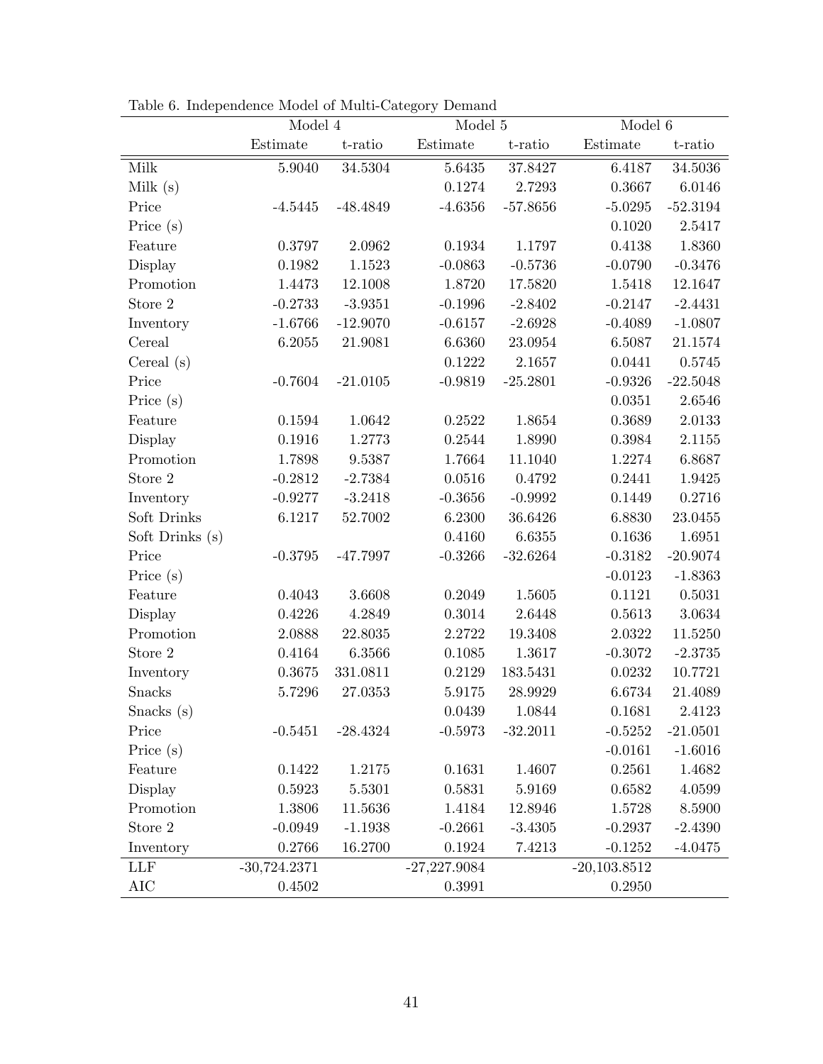Table 6. Independence Model of Multi-Category Demand

| | Model 4 | | Model 5 | | Model 6 | |
|---|---|---|---|---|---|---|
| | Estimate | t-ratio | Estimate | t-ratio | Estimate | t-ratio |
| Milk | 5.9040 | 34.5304 | 5.6435 | 37.8427 | 6.4187 | 34.5036 |
| Milk (s) | | | 0.1274 | 2.7293 | 0.3667 | 6.0146 |
| Price | -4.5445 | -48.4849 | -4.6356 | -57.8656 | -5.0295 | -52.3194 |
| Price (s) | | | | | 0.1020 | 2.5417 |
| Feature | 0.3797 | 2.0962 | 0.1934 | 1.1797 | 0.4138 | 1.8360 |
| Display | 0.1982 | 1.1523 | -0.0863 | -0.5736 | -0.0790 | -0.3476 |
| Promotion | 1.4473 | 12.1008 | 1.8720 | 17.5820 | 1.5418 | 12.1647 |
| Store 2 | -0.2733 | -3.9351 | -0.1996 | -2.8402 | -0.2147 | -2.4431 |
| Inventory | -1.6766 | -12.9070 | -0.6157 | -2.6928 | -0.4089 | -1.0807 |
| Cereal | 6.2055 | 21.9081 | 6.6360 | 23.0954 | 6.5087 | 21.1574 |
| Cereal (s) | | | 0.1222 | 2.1657 | 0.0441 | 0.5745 |
| Price | -0.7604 | -21.0105 | -0.9819 | -25.2801 | -0.9326 | -22.5048 |
| Price (s) | | | | | 0.0351 | 2.6546 |
| Feature | 0.1594 | 1.0642 | 0.2522 | 1.8654 | 0.3689 | 2.0133 |
| Display | 0.1916 | 1.2773 | 0.2544 | 1.8990 | 0.3984 | 2.1155 |
| Promotion | 1.7898 | 9.5387 | 1.7664 | 11.1040 | 1.2274 | 6.8687 |
| Store 2 | -0.2812 | -2.7384 | 0.0516 | 0.4792 | 0.2441 | 1.9425 |
| Inventory | -0.9277 | -3.2418 | -0.3656 | -0.9992 | 0.1449 | 0.2716 |
| Soft Drinks | 6.1217 | 52.7002 | 6.2300 | 36.6426 | 6.8830 | 23.0455 |
| Soft Drinks (s) | | | 0.4160 | 6.6355 | 0.1636 | 1.6951 |
| Price | -0.3795 | -47.7997 | -0.3266 | -32.6264 | -0.3182 | -20.9074 |
| Price (s) | | | | | -0.0123 | -1.8363 |
| Feature | 0.4043 | 3.6608 | 0.2049 | 1.5605 | 0.1121 | 0.5031 |
| Display | 0.4226 | 4.2849 | 0.3014 | 2.6448 | 0.5613 | 3.0634 |
| Promotion | 2.0888 | 22.8035 | 2.2722 | 19.3408 | 2.0322 | 11.5250 |
| Store 2 | 0.4164 | 6.3566 | 0.1085 | 1.3617 | -0.3072 | -2.3735 |
| Inventory | 0.3675 | 331.0811 | 0.2129 | 183.5431 | 0.0232 | 10.7721 |
| Snacks | 5.7296 | 27.0353 | 5.9175 | 28.9929 | 6.6734 | 21.4089 |
| Snacks (s) | | | 0.0439 | 1.0844 | 0.1681 | 2.4123 |
| Price | -0.5451 | -28.4324 | -0.5973 | -32.2011 | -0.5252 | -21.0501 |
| Price (s) | | | | | -0.0161 | -1.6016 |
| Feature | 0.1422 | 1.2175 | 0.1631 | 1.4607 | 0.2561 | 1.4682 |
| Display | 0.5923 | 5.5301 | 0.5831 | 5.9169 | 0.6582 | 4.0599 |
| Promotion | 1.3806 | 11.5636 | 1.4184 | 12.8946 | 1.5728 | 8.5900 |
| Store 2 | -0.0949 | -1.1938 | -0.2661 | -3.4305 | -0.2937 | -2.4390 |
| Inventory | 0.2766 | 16.2700 | 0.1924 | 7.4213 | -0.1252 | -4.0475 |
| LLF | -30,724.2371 | | -27,227.9084 | | -20,103.8512 | |
| AIC | 0.4502 | | 0.3991 | | 0.2950 | |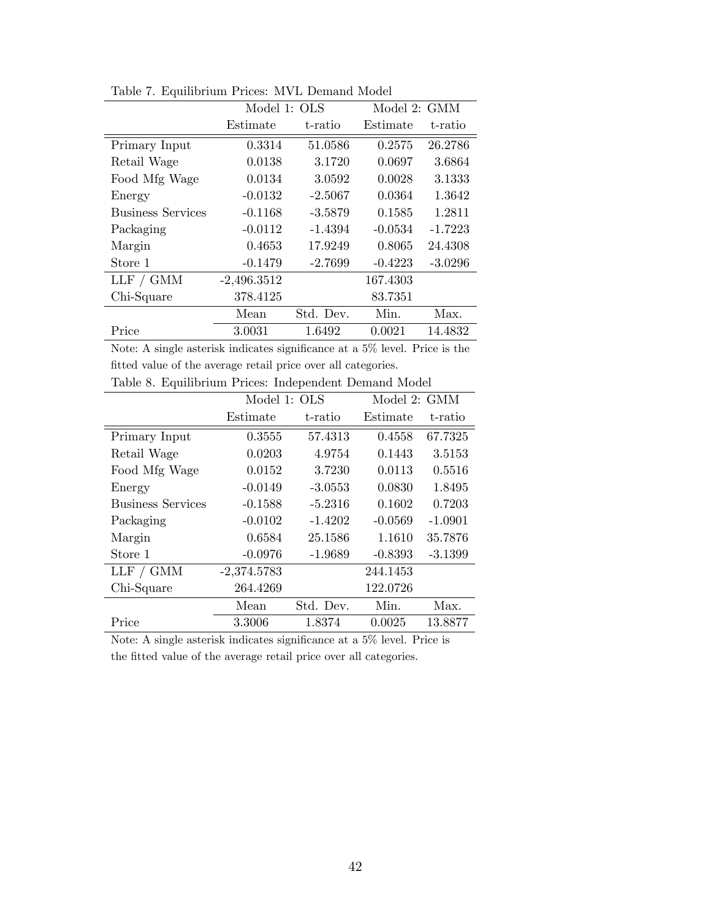Table 7. Equilibrium Prices: MVL Demand Model

| | Model 1: OLS | | Model 2: GMM | |
|---|---|---|---|---|
| | Estimate | t-ratio | Estimate | t-ratio |
| Primary Input | 0.3314 | 51.0586 | 0.2575 | 26.2786 |
| Retail Wage | 0.0138 | 3.1720 | 0.0697 | 3.6864 |
| Food Mfg Wage | 0.0134 | 3.0592 | 0.0028 | 3.1333 |
| Energy | -0.0132 | -2.5067 | 0.0364 | 1.3642 |
| Business Services | -0.1168 | -3.5879 | 0.1585 | 1.2811 |
| Packaging | -0.0112 | -1.4394 | -0.0534 | -1.7223 |
| Margin | 0.4653 | 17.9249 | 0.8065 | 24.4308 |
| Store 1 | -0.1479 | -2.7699 | -0.4223 | -3.0296 |
| LLF / GMM | -2,496.3512 | | 167.4303 | |
| Chi-Square | 378.4125 | | 83.7351 | |
| | Mean | Std. Dev. | Min. | Max. |
| Price | 3.0031 | 1.6492 | 0.0021 | 14.4832 |

Note: A single asterisk indicates significance at a 5% level. Price is the fitted value of the average retail price over all categories.

Table 8. Equilibrium Prices: Independent Demand Model

| | Model 1: OLS | | Model 2: GMM | |
|---|---|---|---|---|
| | Estimate | t-ratio | Estimate | t-ratio |
| Primary Input | 0.3555 | 57.4313 | 0.4558 | 67.7325 |
| Retail Wage | 0.0203 | 4.9754 | 0.1443 | 3.5153 |
| Food Mfg Wage | 0.0152 | 3.7230 | 0.0113 | 0.5516 |
| Energy | -0.0149 | -3.0553 | 0.0830 | 1.8495 |
| Business Services | -0.1588 | -5.2316 | 0.1602 | 0.7203 |
| Packaging | -0.0102 | -1.4202 | -0.0569 | -1.0901 |
| Margin | 0.6584 | 25.1586 | 1.1610 | 35.7876 |
| Store 1 | -0.0976 | -1.9689 | -0.8393 | -3.1399 |
| LLF / GMM | -2,374.5783 | | 244.1453 | |
| Chi-Square | 264.4269 | | 122.0726 | |
| | Mean | Std. Dev. | Min. | Max. |
| Price | 3.3006 | 1.8374 | 0.0025 | 13.8877 |

Note: A single asterisk indicates significance at a 5% level. Price is the fitted value of the average retail price over all categories.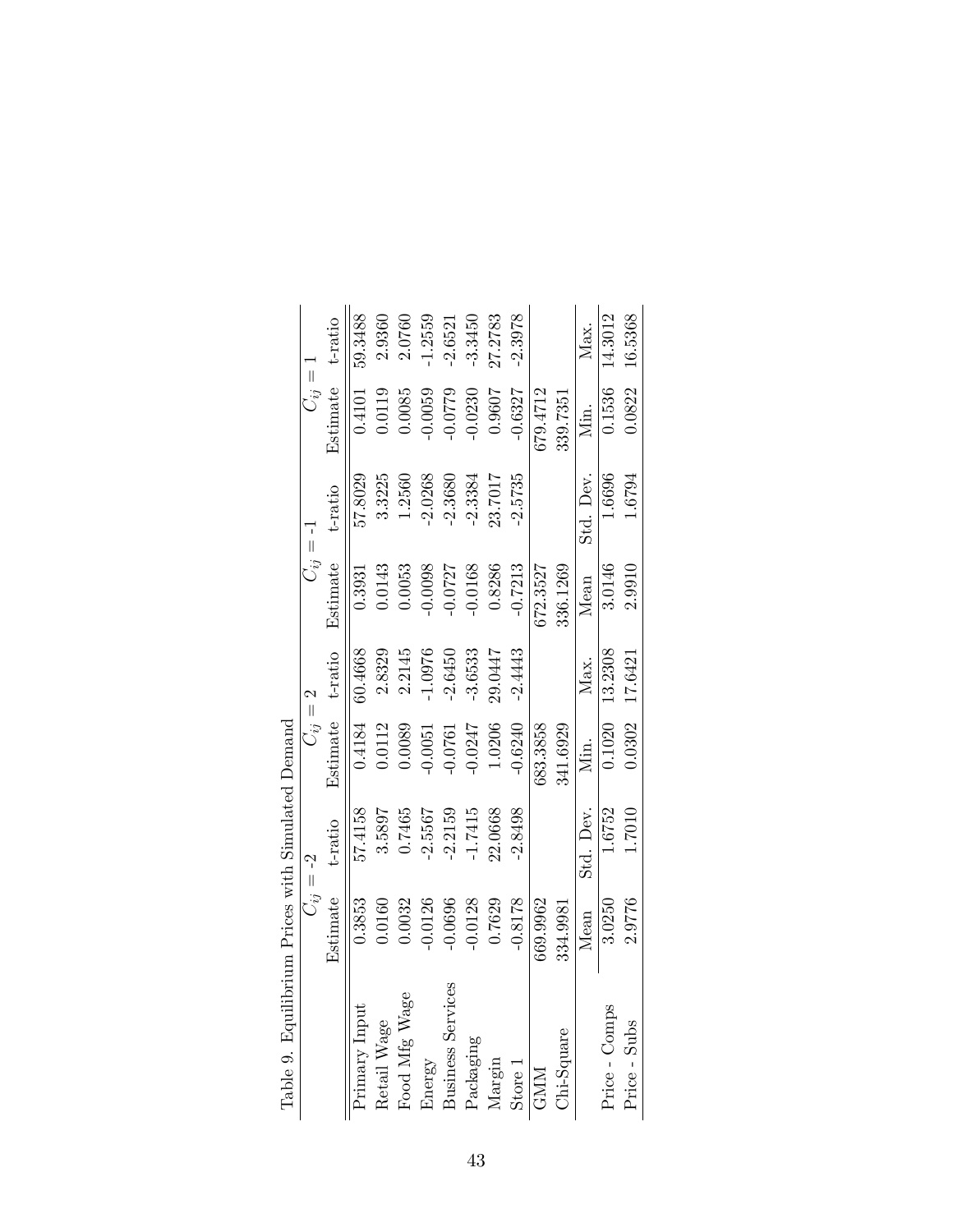Table 9. Equilibrium Prices with Simulated Demand

| | $C_{ij} = -2$ | | $C_{ij} = 2$ | | $C_{ij} = -1$ | | $C_{ij} = 1$ | |
|---|---|---|---|---|---|---|---|---|
| | Estimate | t-ratio | Estimate | t-ratio | Estimate | t-ratio | Estimate | t-ratio |
| Primary Input | 0.3853 | 57.4158 | 0.4184 | 60.4668 | 0.3931 | 57.8029 | 0.4101 | 59.3488 |
| Retail Wage | 0.0160 | 3.5897 | 0.0112 | 2.8329 | 0.0143 | 3.3225 | 0.0119 | 2.9360 |
| Food Mfg Wage | 0.0032 | 0.7465 | 0.0089 | 2.2145 | 0.0053 | 1.2560 | 0.0085 | 2.0760 |
| Energy | -0.0126 | -2.5567 | -0.0051 | -1.0976 | -0.0098 | -2.0268 | -0.0059 | -1.2559 |
| Business Services | -0.0696 | -2.2159 | -0.0761 | -2.6450 | -0.0727 | -2.3680 | -0.0779 | -2.6521 |
| Packaging | -0.0128 | -1.7415 | -0.0247 | -3.6533 | -0.0168 | -2.3384 | -0.0230 | -3.3450 |
| Margin | 0.7629 | 22.0668 | 1.0206 | 29.0447 | 0.8286 | 23.7017 | 0.9607 | 27.2783 |
| Store 1 | -0.8178 | -2.8498 | -0.6240 | -2.4443 | -0.7213 | -2.5735 | -0.6327 | -2.3978 |
| GMM | 669.9962 | | 683.3858 | | 672.3527 | | 679.4712 | |
| Chi-Square | 334.9981 | | 341.6929 | | 336.1269 | | 339.7351 | |
| | Mean | Std. Dev. | Min. | Max. | Mean | Std. Dev. | Min. | Max. |
| Price - Comps | 3.0250 | 1.6752 | 0.1020 | 13.2308 | 3.0146 | 1.6696 | 0.1536 | 14.3012 |
| Price - Subs | 2.9776 | 1.7010 | 0.0302 | 17.6421 | 2.9910 | 1.6794 | 0.0822 | 16.5368 |